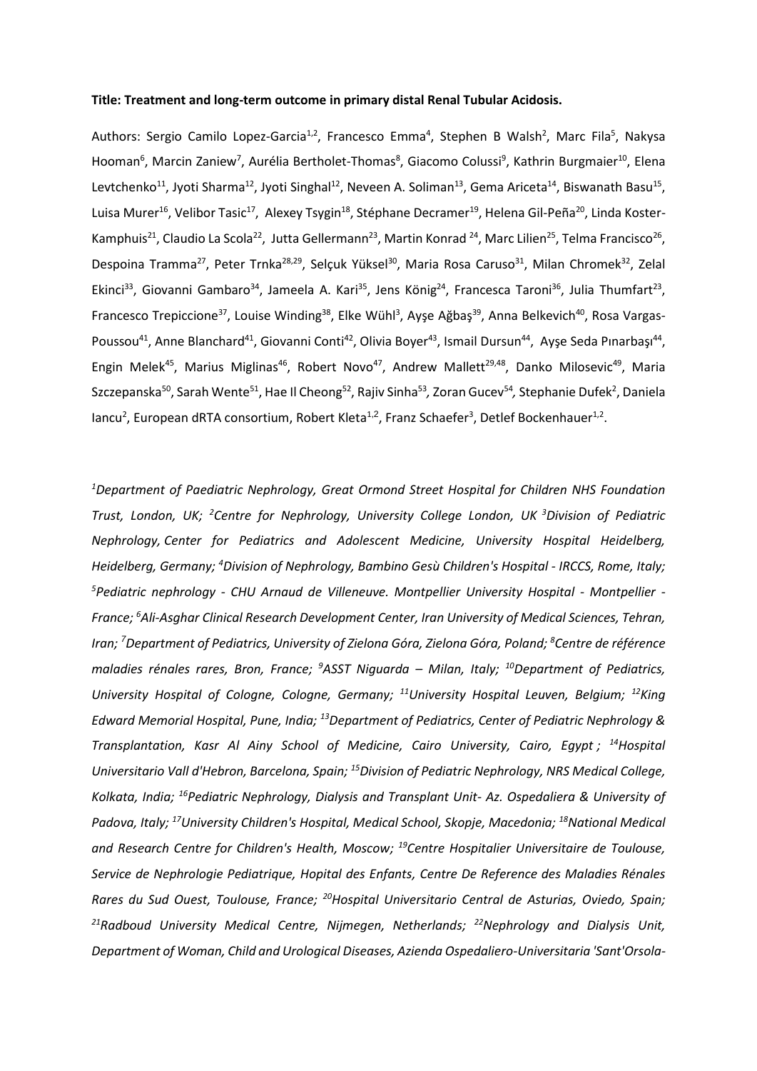**Title: Treatment and long-term outcome in primary distal Renal Tubular Acidosis.**

Authors: Sergio Camilo Lopez-Garcia[1,2], Francesco Emma[4], Stephen B Walsh[2], Marc Fila[5], Nakysa Hooman[6], Marcin Zaniew[7], Aurélia Bertholet-Thomas[8], Giacomo Colussi[9], Kathrin Burgmaier[10], Elena Levtchenko[11], Jyoti Sharma[12], Jyoti Singhal[12], Neveen A. Soliman[13], Gema Ariceta[14], Biswanath Basu[15], Luisa Murer[16], Velibor Tasic[17], Alexey Tsygin[18], Stéphane Decramer[19], Helena Gil-Peña[20], Linda Koster-Kamphuis[21], Claudio La Scola[22], Jutta Gellermann[23], Martin Konrad [24], Marc Lilien[25], Telma Francisco[26], Despoina Tramma[27], Peter Trnka[28,29], Selçuk Yüksel[30], Maria Rosa Caruso[31], Milan Chromek[32], Zelal Ekinci[33], Giovanni Gambaro[34], Jameela A. Kari[35], Jens König[24], Francesca Taroni[36], Julia Thumfart[23], Francesco Trepiccione[37], Louise Winding[38], Elke Wühl[3], Ayşe Ağbaş[39], Anna Belkevich[40], Rosa Vargas-Poussou[41], Anne Blanchard[41], Giovanni Conti[42], Olivia Boyer[43], Ismail Dursun[44], Ayşe Seda Pınarbaşı[44], Engin Melek[45], Marius Miglinas[46], Robert Novo[47], Andrew Mallett[29,48], Danko Milosevic[49], Maria Szczepanska[50], Sarah Wente[51], Hae Il Cheong[52], Rajiv Sinha[53], Zoran Gucev[54], Stephanie Dufek[2], Daniela Iancu[2], European dRTA consortium, Robert Kleta[1,2], Franz Schaefer[3], Detlef Bockenhauer[1,2].

*[1]Department of Paediatric Nephrology, Great Ormond Street Hospital for Children NHS Foundation Trust, London, UK; [2]Centre for Nephrology, University College London, UK [3]Division of Pediatric Nephrology, Center for Pediatrics and Adolescent Medicine, University Hospital Heidelberg, Heidelberg, Germany; [4]Division of Nephrology, Bambino Gesù Children's Hospital - IRCCS, Rome, Italy; [5]Pediatric nephrology - CHU Arnaud de Villeneuve. Montpellier University Hospital - Montpellier - France; [6]Ali-Asghar Clinical Research Development Center, Iran University of Medical Sciences, Tehran, Iran; [7]Department of Pediatrics, University of Zielona Góra, Zielona Góra, Poland; [8]Centre de référence maladies rénales rares, Bron, France; [9]ASST Niguarda – Milan, Italy; [10]Department of Pediatrics, University Hospital of Cologne, Cologne, Germany; [11]University Hospital Leuven, Belgium; [12]King Edward Memorial Hospital, Pune, India; [13]Department of Pediatrics, Center of Pediatric Nephrology & Transplantation, Kasr Al Ainy School of Medicine, Cairo University, Cairo, Egypt ; [14]Hospital Universitario Vall d'Hebron, Barcelona, Spain; [15]Division of Pediatric Nephrology, NRS Medical College, Kolkata, India; [16]Pediatric Nephrology, Dialysis and Transplant Unit- Az. Ospedaliera & University of Padova, Italy; [17]University Children's Hospital, Medical School, Skopje, Macedonia; [18]National Medical and Research Centre for Children's Health, Moscow; [19]Centre Hospitalier Universitaire de Toulouse, Service de Nephrologie Pediatrique, Hopital des Enfants, Centre De Reference des Maladies Rénales Rares du Sud Ouest, Toulouse, France; [20]Hospital Universitario Central de Asturias, Oviedo, Spain; [21]Radboud University Medical Centre, Nijmegen, Netherlands; [22]Nephrology and Dialysis Unit, Department of Woman, Child and Urological Diseases, Azienda Ospedaliero-Universitaria 'Sant'Orsola-*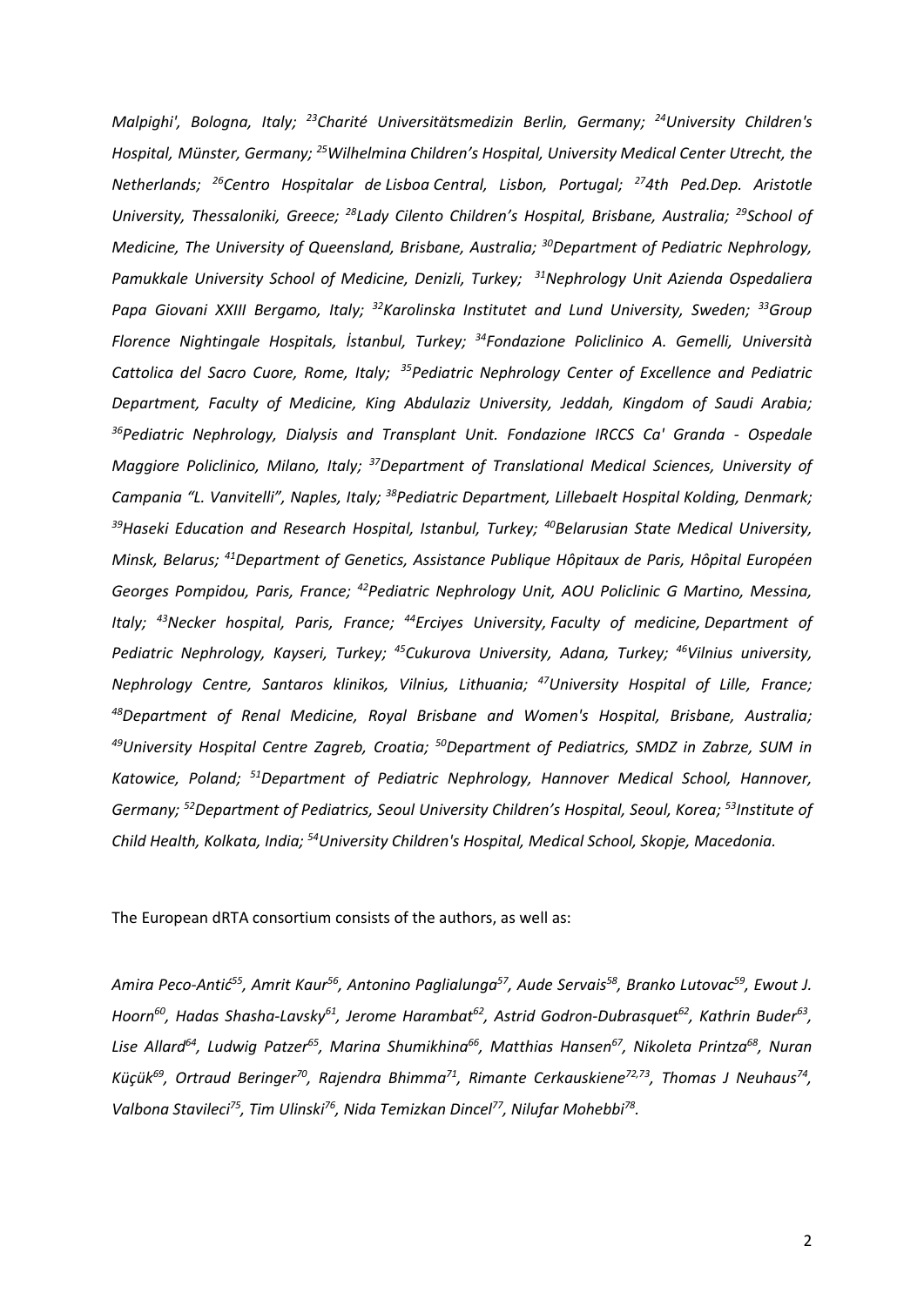*Malpighi', Bologna, Italy; [23]Charité Universitätsmedizin Berlin, Germany; [24]University Children's Hospital, Münster, Germany; [25]Wilhelmina Children's Hospital, University Medical Center Utrecht, the Netherlands; [26]Centro Hospitalar de Lisboa Central, Lisbon, Portugal; [27]4th Ped.Dep. Aristotle University, Thessaloniki, Greece; [28]Lady Cilento Children's Hospital, Brisbane, Australia; [29]School of Medicine, The University of Queensland, Brisbane, Australia; [30]Department of Pediatric Nephrology, Pamukkale University School of Medicine, Denizli, Turkey; [31]Nephrology Unit Azienda Ospedaliera Papa Giovani XXIII Bergamo, Italy; [32]Karolinska Institutet and Lund University, Sweden; [33]Group Florence Nightingale Hospitals, İstanbul, Turkey; [34]Fondazione Policlinico A. Gemelli, Università Cattolica del Sacro Cuore, Rome, Italy; [35]Pediatric Nephrology Center of Excellence and Pediatric Department, Faculty of Medicine, King Abdulaziz University, Jeddah, Kingdom of Saudi Arabia; [36]Pediatric Nephrology, Dialysis and Transplant Unit. Fondazione IRCCS Ca' Granda - Ospedale Maggiore Policlinico, Milano, Italy; [37]Department of Translational Medical Sciences, University of Campania "L. Vanvitelli", Naples, Italy; [38]Pediatric Department, Lillebaelt Hospital Kolding, Denmark; [39]Haseki Education and Research Hospital, Istanbul, Turkey; [40]Belarusian State Medical University, Minsk, Belarus; [41]Department of Genetics, Assistance Publique Hôpitaux de Paris, Hôpital Européen Georges Pompidou, Paris, France; [42]Pediatric Nephrology Unit, AOU Policlinic G Martino, Messina, Italy; [43]Necker hospital, Paris, France; [44]Erciyes University, Faculty of medicine, Department of Pediatric Nephrology, Kayseri, Turkey; [45]Cukurova University, Adana, Turkey; [46]Vilnius university, Nephrology Centre, Santaros klinikos, Vilnius, Lithuania; [47]University Hospital of Lille, France; [48]Department of Renal Medicine, Royal Brisbane and Women's Hospital, Brisbane, Australia; [49]University Hospital Centre Zagreb, Croatia; [50]Department of Pediatrics, SMDZ in Zabrze, SUM in Katowice, Poland; [51]Department of Pediatric Nephrology, Hannover Medical School, Hannover, Germany; [52]Department of Pediatrics, Seoul University Children's Hospital, Seoul, Korea; [53]Institute of Child Health, Kolkata, India; [54]University Children's Hospital, Medical School, Skopje, Macedonia.*

The European dRTA consortium consists of the authors, as well as:

*Amira Peco-Antić[55], Amrit Kaur[56], Antonino Paglialunga[57], Aude Servais[58], Branko Lutovac[59], Ewout J. Hoorn[60], Hadas Shasha-Lavsky[61], Jerome Harambat[62], Astrid Godron-Dubrasquet[62], Kathrin Buder[63], Lise Allard[64], Ludwig Patzer[65], Marina Shumikhina[66], Matthias Hansen[67], Nikoleta Printza[68], Nuran Küçük[69], Ortraud Beringer[70], Rajendra Bhimma[71], Rimante Cerkauskiene[72,73], Thomas J Neuhaus[74], Valbona Stavileci[75], Tim Ulinski[76], Nida Temizkan Dincel[77], Nilufar Mohebbi[78].*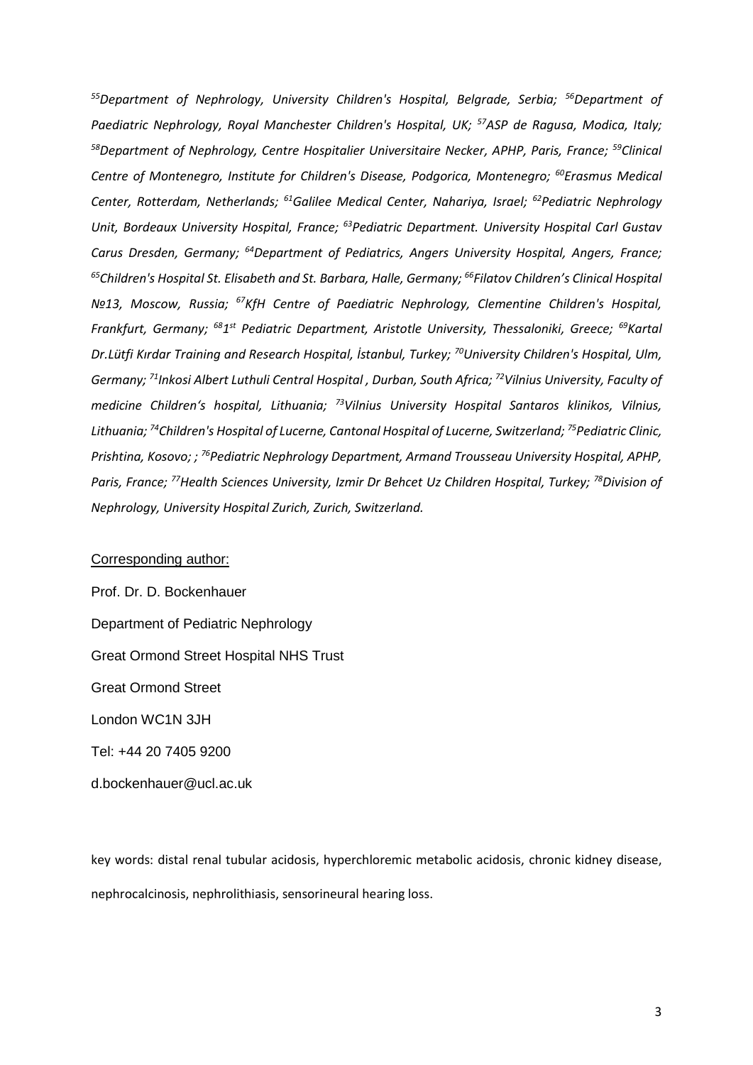*[55]Department of Nephrology, University Children's Hospital, Belgrade, Serbia; [56]Department of Paediatric Nephrology, Royal Manchester Children's Hospital, UK; [57]ASP de Ragusa, Modica, Italy; [58]Department of Nephrology, Centre Hospitalier Universitaire Necker, APHP, Paris, France; [59]Clinical Centre of Montenegro, Institute for Children's Disease, Podgorica, Montenegro; [60]Erasmus Medical Center, Rotterdam, Netherlands; [61]Galilee Medical Center, Nahariya, Israel; [62]Pediatric Nephrology Unit, Bordeaux University Hospital, France; [63]Pediatric Department. University Hospital Carl Gustav Carus Dresden, Germany; [64]Department of Pediatrics, Angers University Hospital, Angers, France; [65]Children's Hospital St. Elisabeth and St. Barbara, Halle, Germany; [66]Filatov Children's Clinical Hospital №13, Moscow, Russia; [67]KfH Centre of Paediatric Nephrology, Clementine Children's Hospital, Frankfurt, Germany; [68]1st Pediatric Department, Aristotle University, Thessaloniki, Greece; [69]Kartal Dr.Lütfi Kırdar Training and Research Hospital, İstanbul, Turkey; [70]University Children's Hospital, Ulm, Germany; [71]Inkosi Albert Luthuli Central Hospital , Durban, South Africa; [72]Vilnius University, Faculty of medicine Children's hospital, Lithuania; [73]Vilnius University Hospital Santaros klinikos, Vilnius, Lithuania; [74]Children's Hospital of Lucerne, Cantonal Hospital of Lucerne, Switzerland; [75]Pediatric Clinic, Prishtina, Kosovo; ; [76]Pediatric Nephrology Department, Armand Trousseau University Hospital, APHP, Paris, France; [77]Health Sciences University, Izmir Dr Behcet Uz Children Hospital, Turkey; [78]Division of Nephrology, University Hospital Zurich, Zurich, Switzerland.*

Corresponding author:

Prof. Dr. D. Bockenhauer

Department of Pediatric Nephrology

Great Ormond Street Hospital NHS Trust

Great Ormond Street

London WC1N 3JH

Tel: +44 20 7405 9200

d.bockenhauer@ucl.ac.uk

key words: distal renal tubular acidosis, hyperchloremic metabolic acidosis, chronic kidney disease, nephrocalcinosis, nephrolithiasis, sensorineural hearing loss.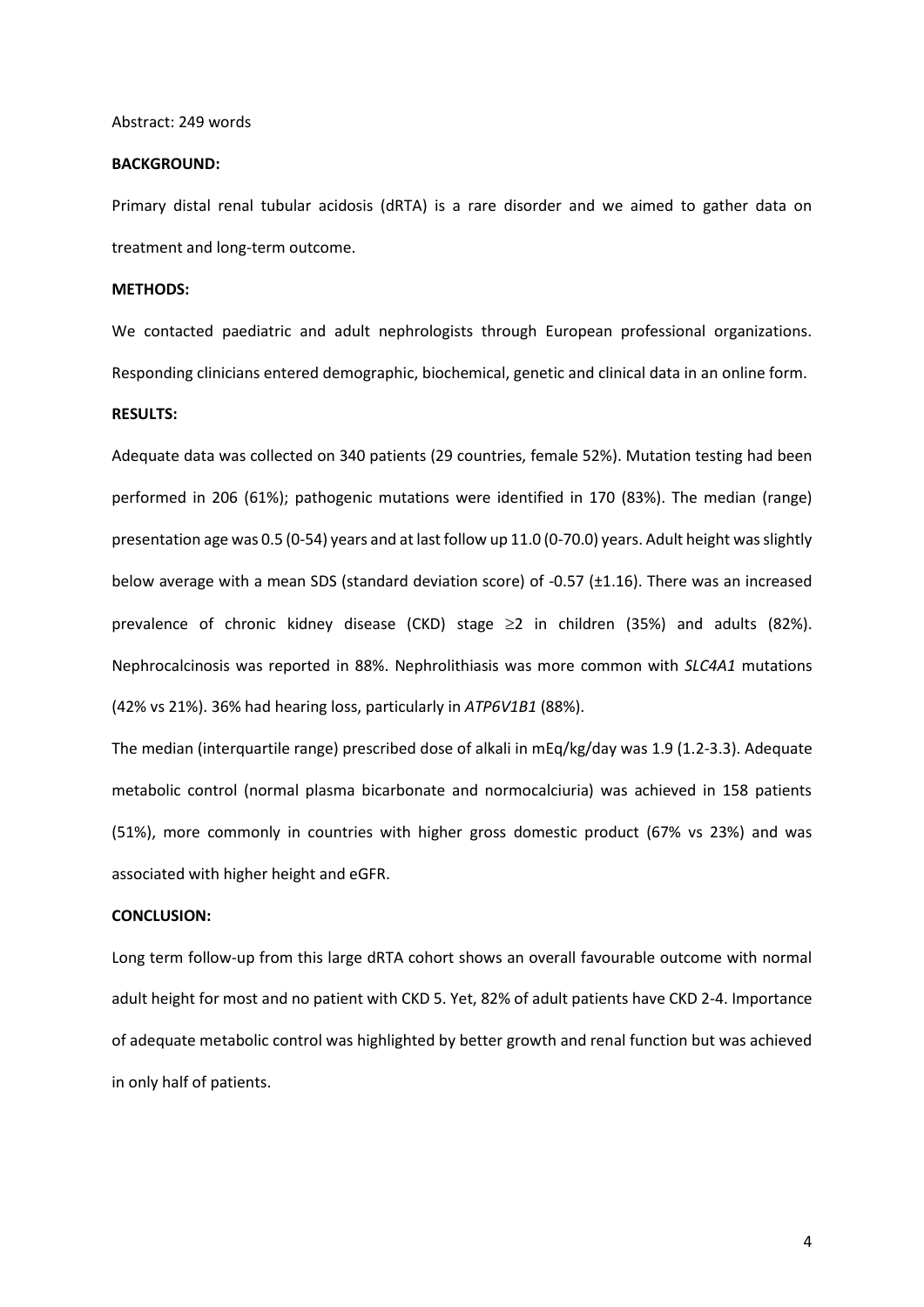Abstract: 249 words

**BACKGROUND:**

Primary distal renal tubular acidosis (dRTA) is a rare disorder and we aimed to gather data on treatment and long-term outcome.

**METHODS:**

We contacted paediatric and adult nephrologists through European professional organizations. Responding clinicians entered demographic, biochemical, genetic and clinical data in an online form.

**RESULTS:**

Adequate data was collected on 340 patients (29 countries, female 52%). Mutation testing had been performed in 206 (61%); pathogenic mutations were identified in 170 (83%). The median (range) presentation age was 0.5 (0-54) years and at last follow up 11.0 (0-70.0) years. Adult height was slightly below average with a mean SDS (standard deviation score) of -0.57 (±1.16). There was an increased prevalence of chronic kidney disease (CKD) stage ≥2 in children (35%) and adults (82%). Nephrocalcinosis was reported in 88%. Nephrolithiasis was more common with *SLC4A1* mutations (42% vs 21%). 36% had hearing loss, particularly in *ATP6V1B1* (88%).

The median (interquartile range) prescribed dose of alkali in mEq/kg/day was 1.9 (1.2-3.3). Adequate metabolic control (normal plasma bicarbonate and normocalciuria) was achieved in 158 patients (51%), more commonly in countries with higher gross domestic product (67% vs 23%) and was associated with higher height and eGFR.

**CONCLUSION:**

Long term follow-up from this large dRTA cohort shows an overall favourable outcome with normal adult height for most and no patient with CKD 5. Yet, 82% of adult patients have CKD 2-4. Importance of adequate metabolic control was highlighted by better growth and renal function but was achieved in only half of patients.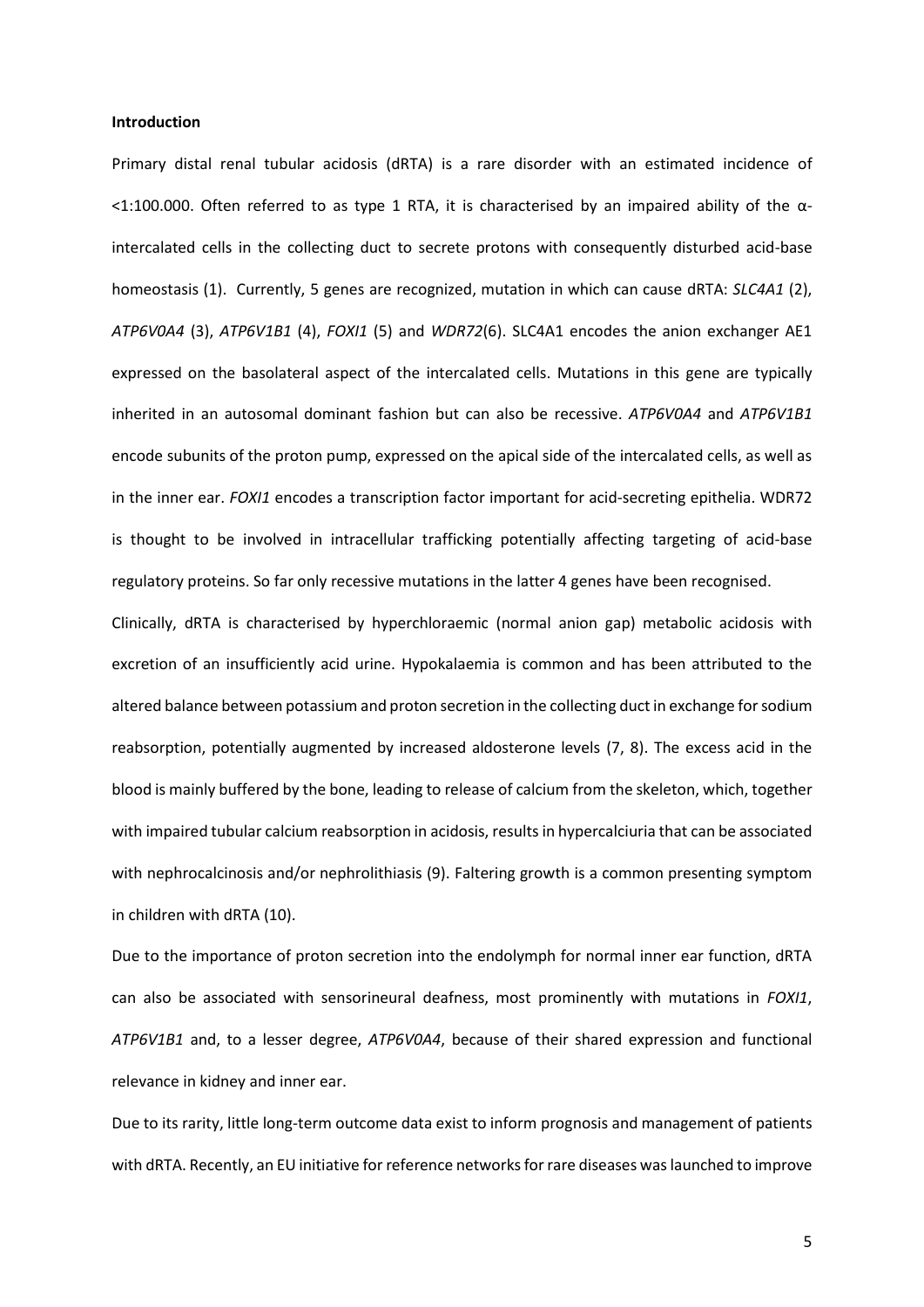**Introduction**

Primary distal renal tubular acidosis (dRTA) is a rare disorder with an estimated incidence of <1:100.000. Often referred to as type 1 RTA, it is characterised by an impaired ability of the α-intercalated cells in the collecting duct to secrete protons with consequently disturbed acid-base homeostasis (1). Currently, 5 genes are recognized, mutation in which can cause dRTA: *SLC4A1* (2), *ATP6V0A4* (3), *ATP6V1B1* (4), *FOXI1* (5) and *WDR72*(6). SLC4A1 encodes the anion exchanger AE1 expressed on the basolateral aspect of the intercalated cells. Mutations in this gene are typically inherited in an autosomal dominant fashion but can also be recessive. *ATP6V0A4* and *ATP6V1B1* encode subunits of the proton pump, expressed on the apical side of the intercalated cells, as well as in the inner ear. *FOXI1* encodes a transcription factor important for acid-secreting epithelia. WDR72 is thought to be involved in intracellular trafficking potentially affecting targeting of acid-base regulatory proteins. So far only recessive mutations in the latter 4 genes have been recognised.

Clinically, dRTA is characterised by hyperchloraemic (normal anion gap) metabolic acidosis with excretion of an insufficiently acid urine. Hypokalaemia is common and has been attributed to the altered balance between potassium and proton secretion in the collecting duct in exchange for sodium reabsorption, potentially augmented by increased aldosterone levels (7, 8). The excess acid in the blood is mainly buffered by the bone, leading to release of calcium from the skeleton, which, together with impaired tubular calcium reabsorption in acidosis, results in hypercalciuria that can be associated with nephrocalcinosis and/or nephrolithiasis (9). Faltering growth is a common presenting symptom in children with dRTA (10).

Due to the importance of proton secretion into the endolymph for normal inner ear function, dRTA can also be associated with sensorineural deafness, most prominently with mutations in *FOXI1*, *ATP6V1B1* and, to a lesser degree, *ATP6V0A4*, because of their shared expression and functional relevance in kidney and inner ear.

Due to its rarity, little long-term outcome data exist to inform prognosis and management of patients with dRTA. Recently, an EU initiative for reference networks for rare diseases was launched to improve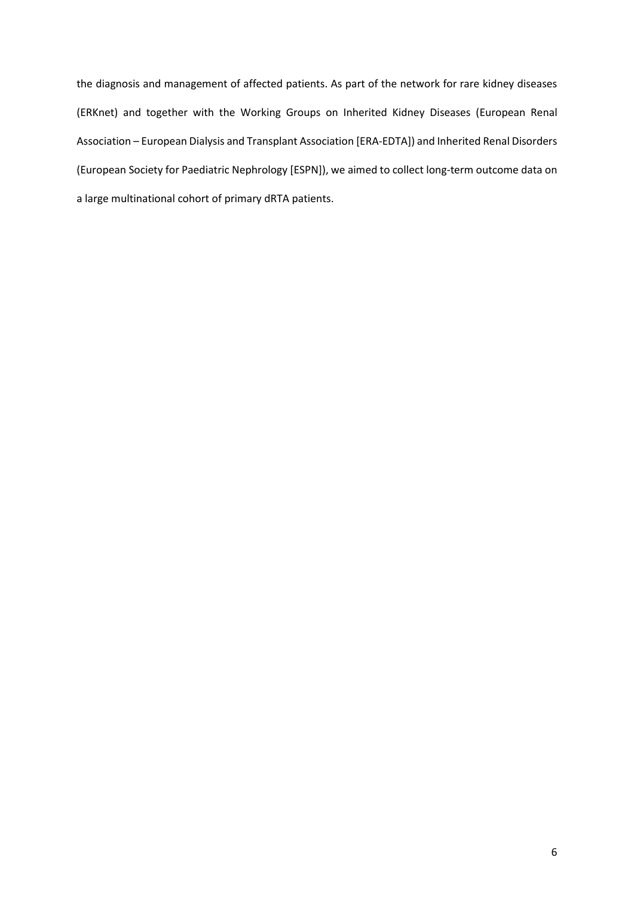the diagnosis and management of affected patients. As part of the network for rare kidney diseases (ERKnet) and together with the Working Groups on Inherited Kidney Diseases (European Renal Association – European Dialysis and Transplant Association [ERA-EDTA]) and Inherited Renal Disorders (European Society for Paediatric Nephrology [ESPN]), we aimed to collect long-term outcome data on a large multinational cohort of primary dRTA patients.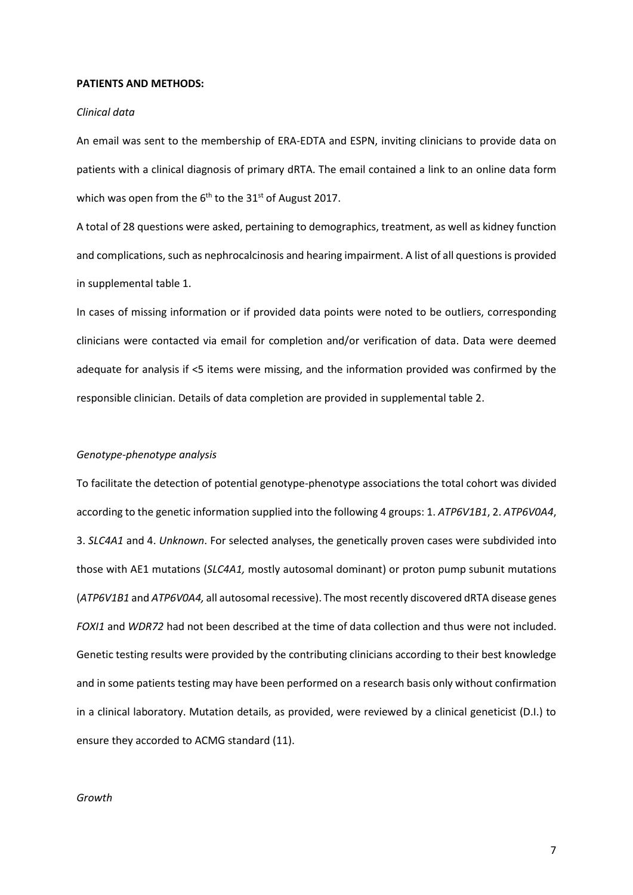**PATIENTS AND METHODS:**

*Clinical data*

An email was sent to the membership of ERA-EDTA and ESPN, inviting clinicians to provide data on patients with a clinical diagnosis of primary dRTA. The email contained a link to an online data form which was open from the 6th to the 31st of August 2017.

A total of 28 questions were asked, pertaining to demographics, treatment, as well as kidney function and complications, such as nephrocalcinosis and hearing impairment. A list of all questions is provided in supplemental table 1.

In cases of missing information or if provided data points were noted to be outliers, corresponding clinicians were contacted via email for completion and/or verification of data. Data were deemed adequate for analysis if <5 items were missing, and the information provided was confirmed by the responsible clinician. Details of data completion are provided in supplemental table 2.

*Genotype-phenotype analysis*

To facilitate the detection of potential genotype-phenotype associations the total cohort was divided according to the genetic information supplied into the following 4 groups: 1. *ATP6V1B1*, 2. *ATP6V0A4*, 3. *SLC4A1* and 4. *Unknown*. For selected analyses, the genetically proven cases were subdivided into those with AE1 mutations (*SLC4A1,* mostly autosomal dominant) or proton pump subunit mutations (*ATP6V1B1* and *ATP6V0A4,* all autosomal recessive). The most recently discovered dRTA disease genes *FOXI1* and *WDR72* had not been described at the time of data collection and thus were not included. Genetic testing results were provided by the contributing clinicians according to their best knowledge and in some patients testing may have been performed on a research basis only without confirmation in a clinical laboratory. Mutation details, as provided, were reviewed by a clinical geneticist (D.I.) to ensure they accorded to ACMG standard (11).

*Growth*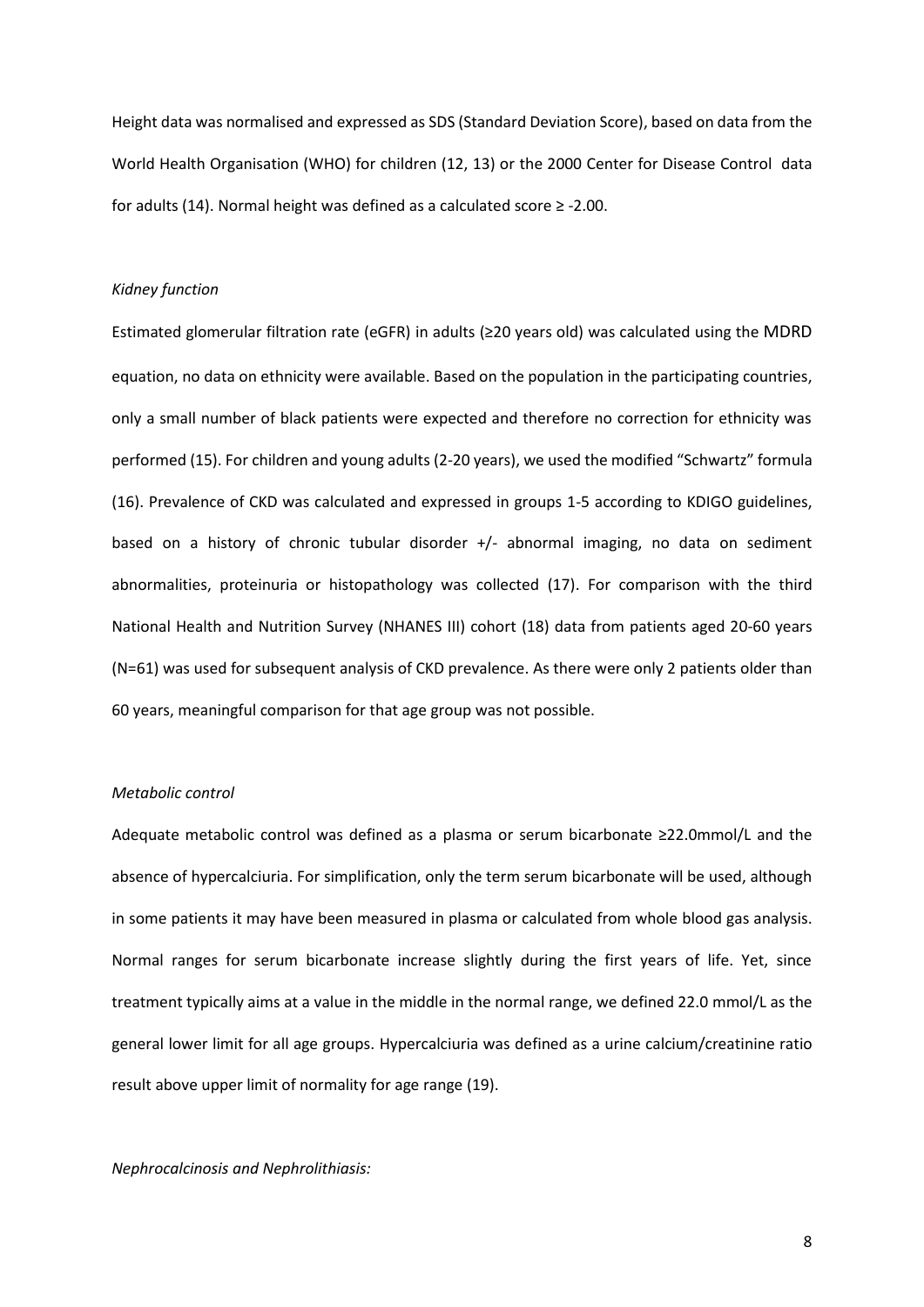Height data was normalised and expressed as SDS (Standard Deviation Score), based on data from the World Health Organisation (WHO) for children (12, 13) or the 2000 Center for Disease Control data for adults (14). Normal height was defined as a calculated score ≥ -2.00.

*Kidney function*

Estimated glomerular filtration rate (eGFR) in adults (≥20 years old) was calculated using the MDRD equation, no data on ethnicity were available. Based on the population in the participating countries, only a small number of black patients were expected and therefore no correction for ethnicity was performed (15). For children and young adults (2-20 years), we used the modified "Schwartz" formula (16). Prevalence of CKD was calculated and expressed in groups 1-5 according to KDIGO guidelines, based on a history of chronic tubular disorder +/- abnormal imaging, no data on sediment abnormalities, proteinuria or histopathology was collected (17). For comparison with the third National Health and Nutrition Survey (NHANES III) cohort (18) data from patients aged 20-60 years (N=61) was used for subsequent analysis of CKD prevalence. As there were only 2 patients older than 60 years, meaningful comparison for that age group was not possible.

*Metabolic control*

Adequate metabolic control was defined as a plasma or serum bicarbonate ≥22.0mmol/L and the absence of hypercalciuria. For simplification, only the term serum bicarbonate will be used, although in some patients it may have been measured in plasma or calculated from whole blood gas analysis. Normal ranges for serum bicarbonate increase slightly during the first years of life. Yet, since treatment typically aims at a value in the middle in the normal range, we defined 22.0 mmol/L as the general lower limit for all age groups. Hypercalciuria was defined as a urine calcium/creatinine ratio result above upper limit of normality for age range (19).

*Nephrocalcinosis and Nephrolithiasis:*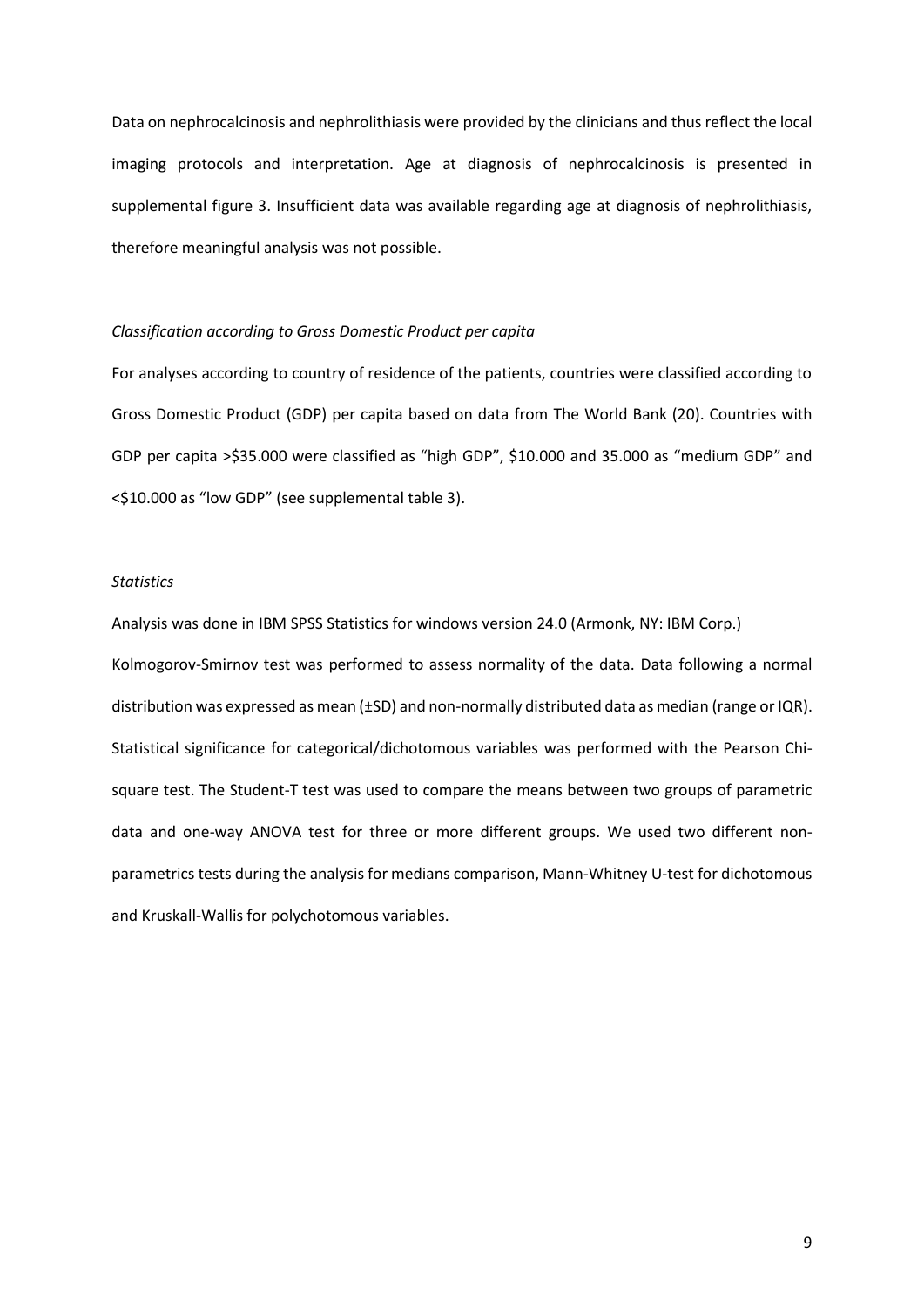Data on nephrocalcinosis and nephrolithiasis were provided by the clinicians and thus reflect the local imaging protocols and interpretation. Age at diagnosis of nephrocalcinosis is presented in supplemental figure 3. Insufficient data was available regarding age at diagnosis of nephrolithiasis, therefore meaningful analysis was not possible.

*Classification according to Gross Domestic Product per capita*

For analyses according to country of residence of the patients, countries were classified according to Gross Domestic Product (GDP) per capita based on data from The World Bank (20). Countries with GDP per capita >$35.000 were classified as "high GDP", $10.000 and 35.000 as "medium GDP" and <$10.000 as "low GDP" (see supplemental table 3).

*Statistics*

Analysis was done in IBM SPSS Statistics for windows version 24.0 (Armonk, NY: IBM Corp.)

Kolmogorov-Smirnov test was performed to assess normality of the data. Data following a normal distribution was expressed as mean (±SD) and non-normally distributed data as median (range or IQR). Statistical significance for categorical/dichotomous variables was performed with the Pearson Chi-square test. The Student-T test was used to compare the means between two groups of parametric data and one-way ANOVA test for three or more different groups. We used two different non-parametrics tests during the analysis for medians comparison, Mann-Whitney U-test for dichotomous and Kruskall-Wallis for polychotomous variables.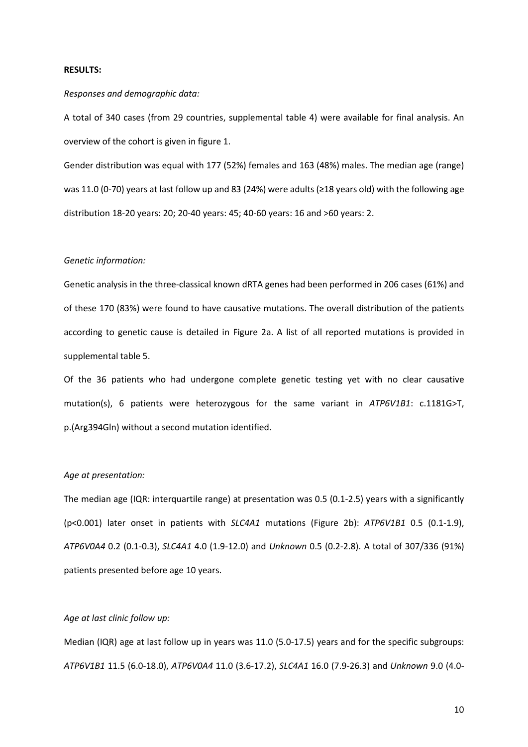**RESULTS:**

*Responses and demographic data:*

A total of 340 cases (from 29 countries, supplemental table 4) were available for final analysis. An overview of the cohort is given in figure 1.

Gender distribution was equal with 177 (52%) females and 163 (48%) males. The median age (range) was 11.0 (0-70) years at last follow up and 83 (24%) were adults (≥18 years old) with the following age distribution 18-20 years: 20; 20-40 years: 45; 40-60 years: 16 and >60 years: 2.

*Genetic information:*

Genetic analysis in the three-classical known dRTA genes had been performed in 206 cases (61%) and of these 170 (83%) were found to have causative mutations. The overall distribution of the patients according to genetic cause is detailed in Figure 2a. A list of all reported mutations is provided in supplemental table 5.

Of the 36 patients who had undergone complete genetic testing yet with no clear causative mutation(s), 6 patients were heterozygous for the same variant in *ATP6V1B1*: c.1181G>T, p.(Arg394Gln) without a second mutation identified.

*Age at presentation:*

The median age (IQR: interquartile range) at presentation was 0.5 (0.1-2.5) years with a significantly ($p<0.001$) later onset in patients with *SLC4A1* mutations (Figure 2b): *ATP6V1B1* 0.5 (0.1-1.9), *ATP6V0A4* 0.2 (0.1-0.3), *SLC4A1* 4.0 (1.9-12.0) and *Unknown* 0.5 (0.2-2.8). A total of 307/336 (91%) patients presented before age 10 years.

*Age at last clinic follow up:*

Median (IQR) age at last follow up in years was 11.0 (5.0-17.5) years and for the specific subgroups: *ATP6V1B1* 11.5 (6.0-18.0), *ATP6V0A4* 11.0 (3.6-17.2), *SLC4A1* 16.0 (7.9-26.3) and *Unknown* 9.0 (4.0-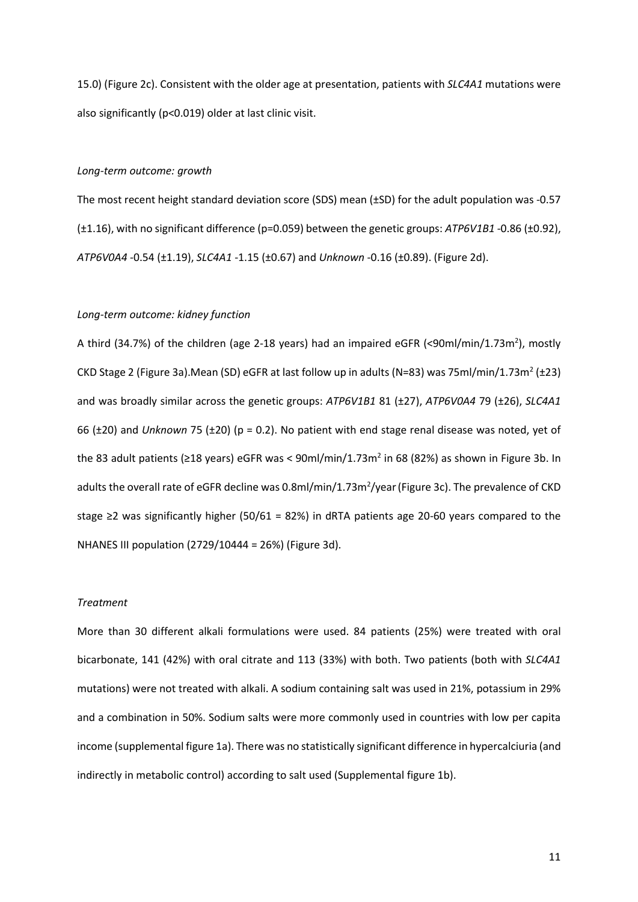15.0) (Figure 2c). Consistent with the older age at presentation, patients with *SLC4A1* mutations were also significantly ($p<0.019$) older at last clinic visit.

*Long-term outcome: growth*

The most recent height standard deviation score (SDS) mean (±SD) for the adult population was -0.57 (±1.16), with no significant difference ($p=0.059$) between the genetic groups: *ATP6V1B1* -0.86 (±0.92), *ATP6V0A4* -0.54 (±1.19), *SLC4A1* -1.15 (±0.67) and *Unknown* -0.16 (±0.89). (Figure 2d).

*Long-term outcome: kidney function*

A third (34.7%) of the children (age 2-18 years) had an impaired eGFR (<90ml/min/1.73m$^2$), mostly CKD Stage 2 (Figure 3a).Mean (SD) eGFR at last follow up in adults (N=83) was 75ml/min/1.73m$^2$ (±23) and was broadly similar across the genetic groups: *ATP6V1B1* 81 (±27), *ATP6V0A4* 79 (±26), *SLC4A1* 66 (±20) and *Unknown* 75 (±20) ($p = 0.2$). No patient with end stage renal disease was noted, yet of the 83 adult patients (≥18 years) eGFR was < 90ml/min/1.73m$^2$ in 68 (82%) as shown in Figure 3b. In adults the overall rate of eGFR decline was 0.8ml/min/1.73m$^2$/year (Figure 3c). The prevalence of CKD stage ≥2 was significantly higher (50/61 = 82%) in dRTA patients age 20-60 years compared to the NHANES III population (2729/10444 = 26%) (Figure 3d).

*Treatment*

More than 30 different alkali formulations were used. 84 patients (25%) were treated with oral bicarbonate, 141 (42%) with oral citrate and 113 (33%) with both. Two patients (both with *SLC4A1* mutations) were not treated with alkali. A sodium containing salt was used in 21%, potassium in 29% and a combination in 50%. Sodium salts were more commonly used in countries with low per capita income (supplemental figure 1a). There was no statistically significant difference in hypercalciuria (and indirectly in metabolic control) according to salt used (Supplemental figure 1b).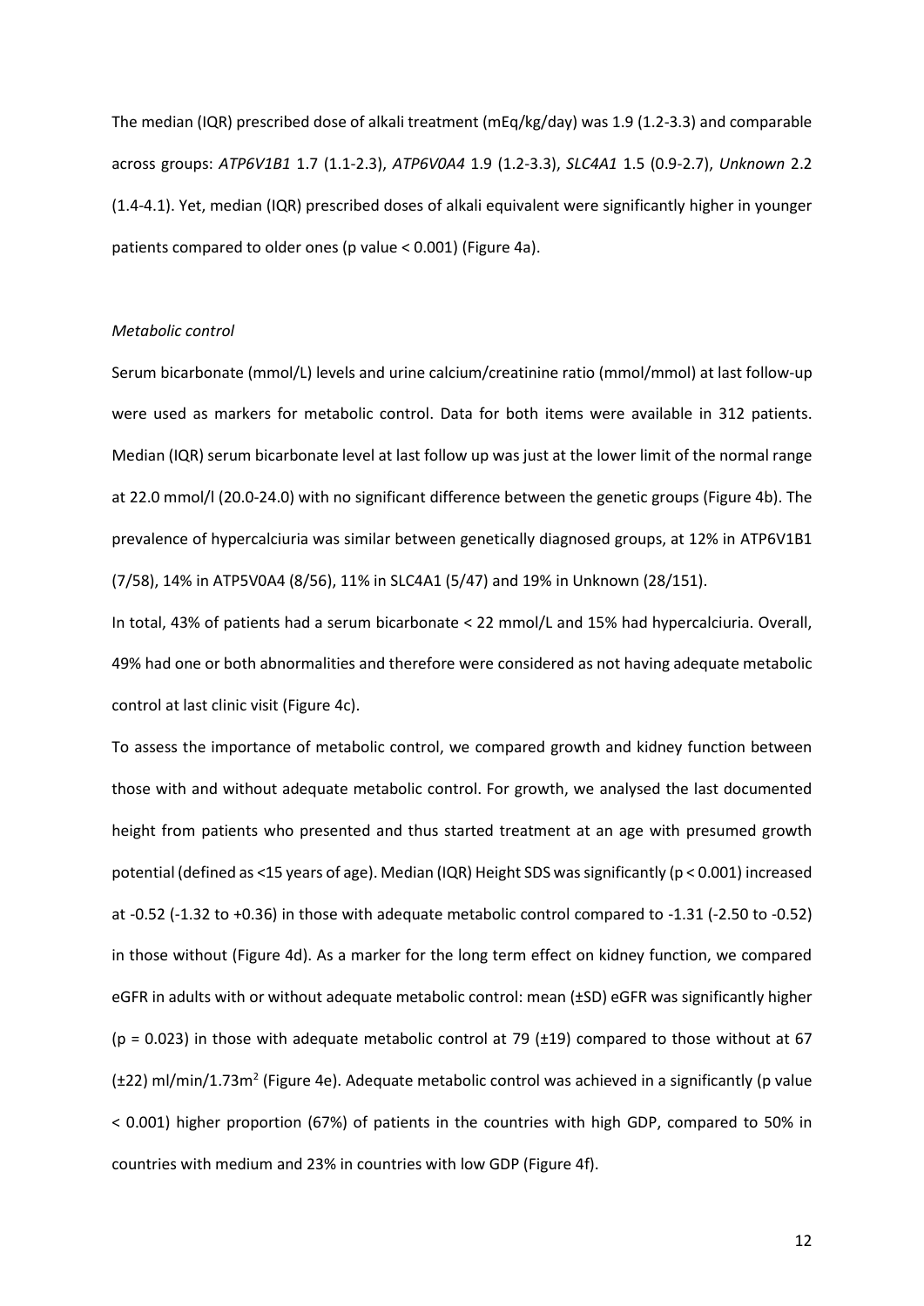The median (IQR) prescribed dose of alkali treatment (mEq/kg/day) was 1.9 (1.2-3.3) and comparable across groups: *ATP6V1B1* 1.7 (1.1-2.3), *ATP6V0A4* 1.9 (1.2-3.3), *SLC4A1* 1.5 (0.9-2.7), *Unknown* 2.2 (1.4-4.1). Yet, median (IQR) prescribed doses of alkali equivalent were significantly higher in younger patients compared to older ones (p value < 0.001) (Figure 4a).

*Metabolic control*

Serum bicarbonate (mmol/L) levels and urine calcium/creatinine ratio (mmol/mmol) at last follow-up were used as markers for metabolic control. Data for both items were available in 312 patients. Median (IQR) serum bicarbonate level at last follow up was just at the lower limit of the normal range at 22.0 mmol/l (20.0-24.0) with no significant difference between the genetic groups (Figure 4b). The prevalence of hypercalciuria was similar between genetically diagnosed groups, at 12% in ATP6V1B1 (7/58), 14% in ATP5V0A4 (8/56), 11% in SLC4A1 (5/47) and 19% in Unknown (28/151).

In total, 43% of patients had a serum bicarbonate < 22 mmol/L and 15% had hypercalciuria. Overall, 49% had one or both abnormalities and therefore were considered as not having adequate metabolic control at last clinic visit (Figure 4c).

To assess the importance of metabolic control, we compared growth and kidney function between those with and without adequate metabolic control. For growth, we analysed the last documented height from patients who presented and thus started treatment at an age with presumed growth potential (defined as <15 years of age). Median (IQR) Height SDS was significantly (p < 0.001) increased at -0.52 (-1.32 to +0.36) in those with adequate metabolic control compared to -1.31 (-2.50 to -0.52) in those without (Figure 4d). As a marker for the long term effect on kidney function, we compared eGFR in adults with or without adequate metabolic control: mean (±SD) eGFR was significantly higher (p = 0.023) in those with adequate metabolic control at 79 (±19) compared to those without at 67 (±22) ml/min/1.73m$^2$ (Figure 4e). Adequate metabolic control was achieved in a significantly (p value < 0.001) higher proportion (67%) of patients in the countries with high GDP, compared to 50% in countries with medium and 23% in countries with low GDP (Figure 4f).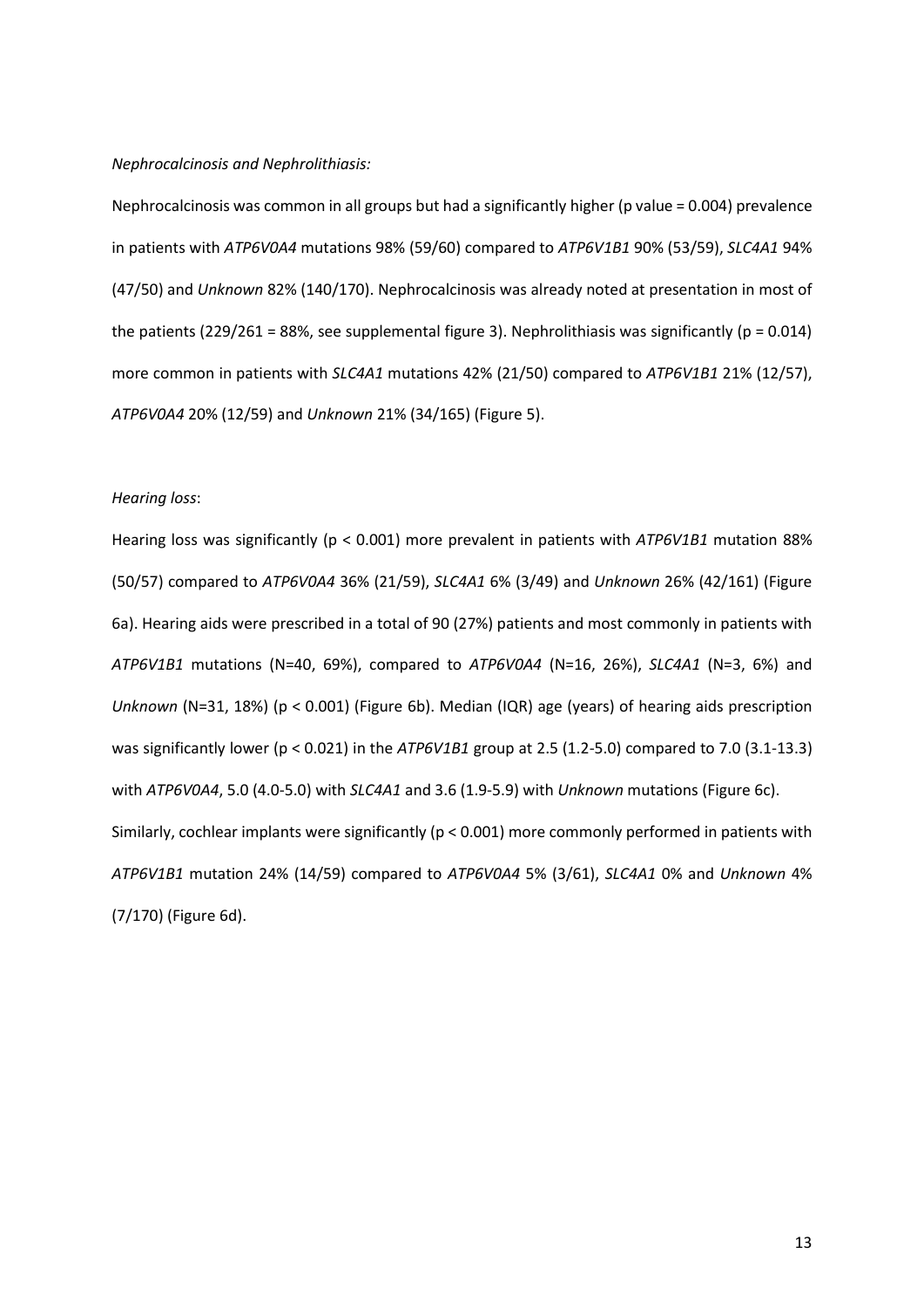*Nephrocalcinosis and Nephrolithiasis:*

Nephrocalcinosis was common in all groups but had a significantly higher (p value = 0.004) prevalence in patients with *ATP6V0A4* mutations 98% (59/60) compared to *ATP6V1B1* 90% (53/59), *SLC4A1* 94% (47/50) and *Unknown* 82% (140/170). Nephrocalcinosis was already noted at presentation in most of the patients (229/261 = 88%, see supplemental figure 3). Nephrolithiasis was significantly ($p = 0.014$) more common in patients with *SLC4A1* mutations 42% (21/50) compared to *ATP6V1B1* 21% (12/57), *ATP6V0A4* 20% (12/59) and *Unknown* 21% (34/165) (Figure 5).

*Hearing loss*:

Hearing loss was significantly ($p < 0.001$) more prevalent in patients with *ATP6V1B1* mutation 88% (50/57) compared to *ATP6V0A4* 36% (21/59), *SLC4A1* 6% (3/49) and *Unknown* 26% (42/161) (Figure 6a). Hearing aids were prescribed in a total of 90 (27%) patients and most commonly in patients with *ATP6V1B1* mutations (N=40, 69%), compared to *ATP6V0A4* (N=16, 26%), *SLC4A1* (N=3, 6%) and *Unknown* (N=31, 18%) ($p < 0.001$) (Figure 6b). Median (IQR) age (years) of hearing aids prescription was significantly lower ($p < 0.021$) in the *ATP6V1B1* group at 2.5 (1.2-5.0) compared to 7.0 (3.1-13.3) with *ATP6V0A4*, 5.0 (4.0-5.0) with *SLC4A1* and 3.6 (1.9-5.9) with *Unknown* mutations (Figure 6c).
Similarly, cochlear implants were significantly ($p < 0.001$) more commonly performed in patients with *ATP6V1B1* mutation 24% (14/59) compared to *ATP6V0A4* 5% (3/61), *SLC4A1* 0% and *Unknown* 4% (7/170) (Figure 6d).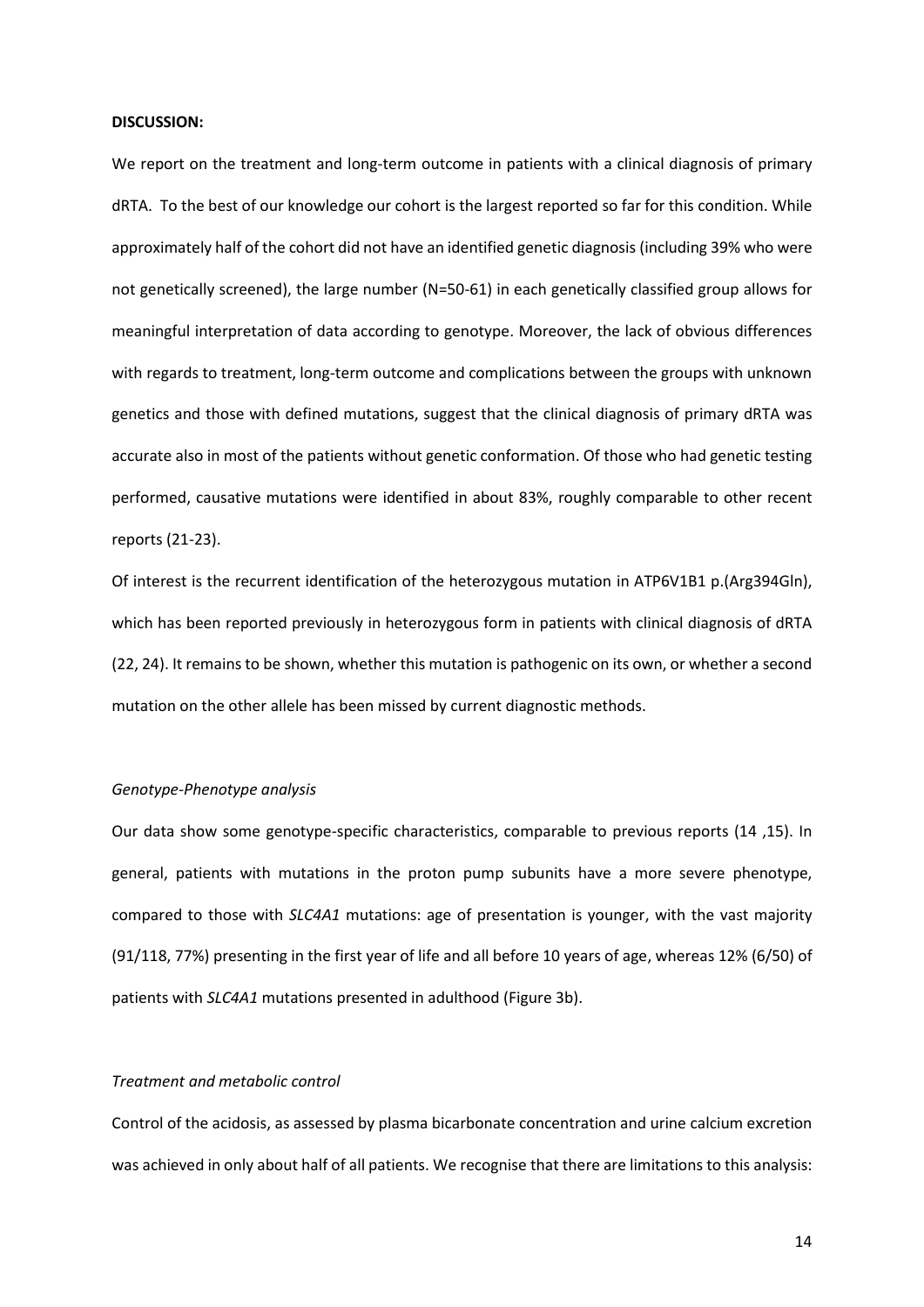**DISCUSSION:**

We report on the treatment and long-term outcome in patients with a clinical diagnosis of primary dRTA. To the best of our knowledge our cohort is the largest reported so far for this condition. While approximately half of the cohort did not have an identified genetic diagnosis (including 39% who were not genetically screened), the large number (N=50-61) in each genetically classified group allows for meaningful interpretation of data according to genotype. Moreover, the lack of obvious differences with regards to treatment, long-term outcome and complications between the groups with unknown genetics and those with defined mutations, suggest that the clinical diagnosis of primary dRTA was accurate also in most of the patients without genetic conformation. Of those who had genetic testing performed, causative mutations were identified in about 83%, roughly comparable to other recent reports (21-23).

Of interest is the recurrent identification of the heterozygous mutation in ATP6V1B1 p.(Arg394Gln), which has been reported previously in heterozygous form in patients with clinical diagnosis of dRTA (22, 24). It remains to be shown, whether this mutation is pathogenic on its own, or whether a second mutation on the other allele has been missed by current diagnostic methods.

*Genotype-Phenotype analysis*

Our data show some genotype-specific characteristics, comparable to previous reports (14 ,15). In general, patients with mutations in the proton pump subunits have a more severe phenotype, compared to those with *SLC4A1* mutations: age of presentation is younger, with the vast majority (91/118, 77%) presenting in the first year of life and all before 10 years of age, whereas 12% (6/50) of patients with *SLC4A1* mutations presented in adulthood (Figure 3b).

*Treatment and metabolic control*

Control of the acidosis, as assessed by plasma bicarbonate concentration and urine calcium excretion was achieved in only about half of all patients. We recognise that there are limitations to this analysis: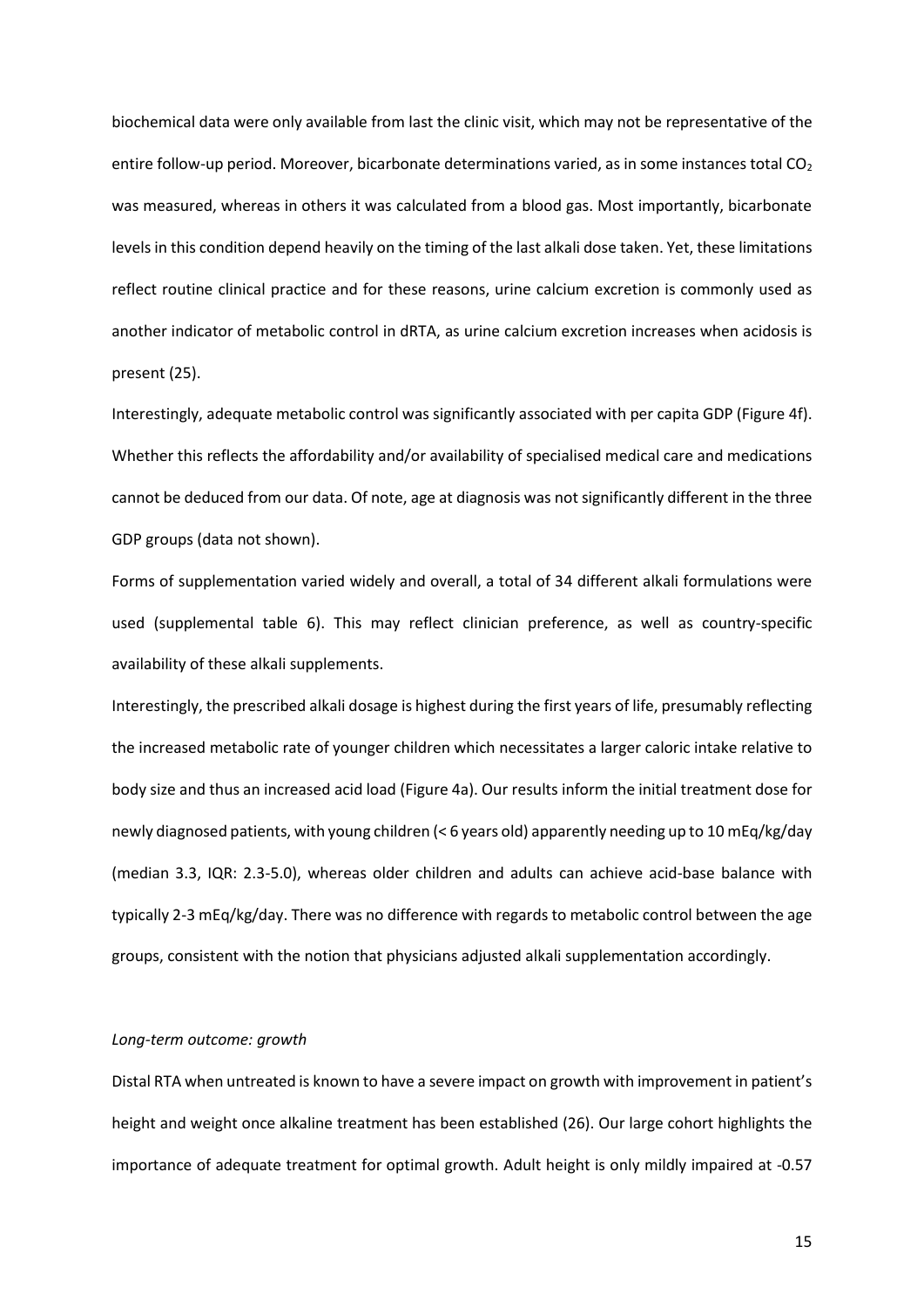biochemical data were only available from last the clinic visit, which may not be representative of the entire follow-up period. Moreover, bicarbonate determinations varied, as in some instances total $CO_2$ was measured, whereas in others it was calculated from a blood gas. Most importantly, bicarbonate levels in this condition depend heavily on the timing of the last alkali dose taken. Yet, these limitations reflect routine clinical practice and for these reasons, urine calcium excretion is commonly used as another indicator of metabolic control in dRTA, as urine calcium excretion increases when acidosis is present (25).

Interestingly, adequate metabolic control was significantly associated with per capita GDP (Figure 4f). Whether this reflects the affordability and/or availability of specialised medical care and medications cannot be deduced from our data. Of note, age at diagnosis was not significantly different in the three GDP groups (data not shown).

Forms of supplementation varied widely and overall, a total of 34 different alkali formulations were used (supplemental table 6). This may reflect clinician preference, as well as country-specific availability of these alkali supplements.

Interestingly, the prescribed alkali dosage is highest during the first years of life, presumably reflecting the increased metabolic rate of younger children which necessitates a larger caloric intake relative to body size and thus an increased acid load (Figure 4a). Our results inform the initial treatment dose for newly diagnosed patients, with young children (< 6 years old) apparently needing up to 10 mEq/kg/day (median 3.3, IQR: 2.3-5.0), whereas older children and adults can achieve acid-base balance with typically 2-3 mEq/kg/day. There was no difference with regards to metabolic control between the age groups, consistent with the notion that physicians adjusted alkali supplementation accordingly.

*Long-term outcome: growth*

Distal RTA when untreated is known to have a severe impact on growth with improvement in patient's height and weight once alkaline treatment has been established (26). Our large cohort highlights the importance of adequate treatment for optimal growth. Adult height is only mildly impaired at -0.57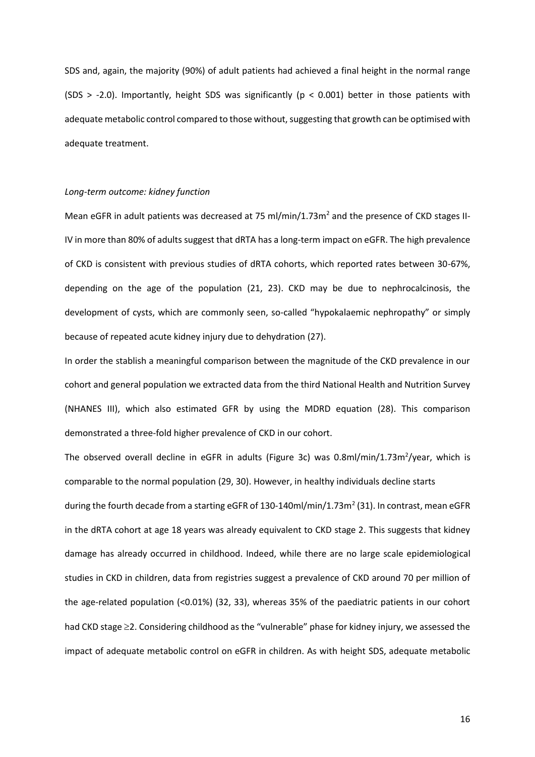SDS and, again, the majority (90%) of adult patients had achieved a final height in the normal range (SDS > -2.0). Importantly, height SDS was significantly ($p < 0.001$) better in those patients with adequate metabolic control compared to those without, suggesting that growth can be optimised with adequate treatment.

*Long-term outcome: kidney function*

Mean eGFR in adult patients was decreased at 75 ml/min/1.73m$^2$ and the presence of CKD stages II-IV in more than 80% of adults suggest that dRTA has a long-term impact on eGFR. The high prevalence of CKD is consistent with previous studies of dRTA cohorts, which reported rates between 30-67%, depending on the age of the population (21, 23). CKD may be due to nephrocalcinosis, the development of cysts, which are commonly seen, so-called "hypokalaemic nephropathy" or simply because of repeated acute kidney injury due to dehydration (27).

In order the stablish a meaningful comparison between the magnitude of the CKD prevalence in our cohort and general population we extracted data from the third National Health and Nutrition Survey (NHANES III), which also estimated GFR by using the MDRD equation (28). This comparison demonstrated a three-fold higher prevalence of CKD in our cohort.

The observed overall decline in eGFR in adults (Figure 3c) was 0.8ml/min/1.73m$^2$/year, which is comparable to the normal population (29, 30). However, in healthy individuals decline starts during the fourth decade from a starting eGFR of 130-140ml/min/1.73m$^2$ (31). In contrast, mean eGFR in the dRTA cohort at age 18 years was already equivalent to CKD stage 2. This suggests that kidney damage has already occurred in childhood. Indeed, while there are no large scale epidemiological studies in CKD in children, data from registries suggest a prevalence of CKD around 70 per million of the age-related population (<0.01%) (32, 33), whereas 35% of the paediatric patients in our cohort had CKD stage ≥2. Considering childhood as the "vulnerable" phase for kidney injury, we assessed the impact of adequate metabolic control on eGFR in children. As with height SDS, adequate metabolic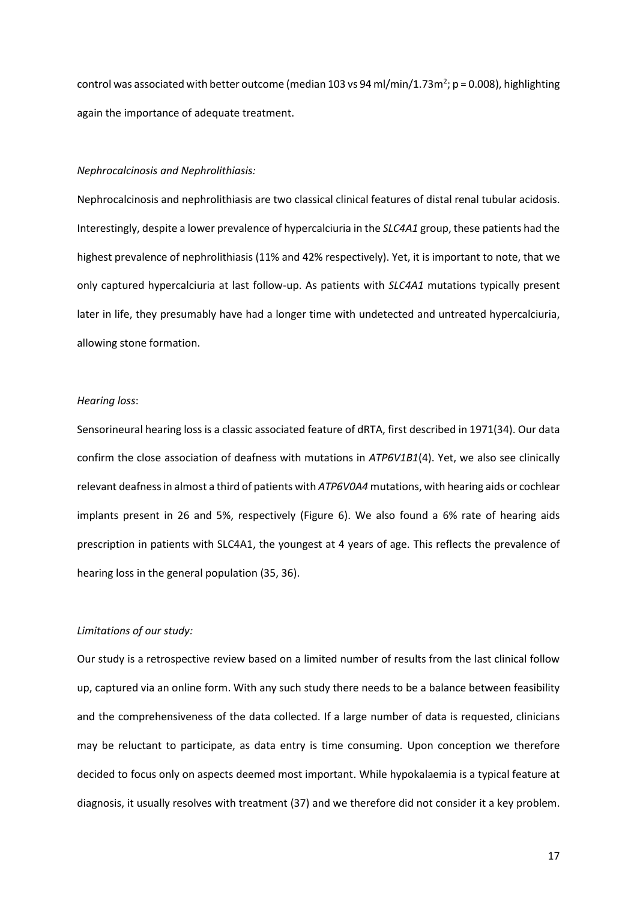control was associated with better outcome (median 103 vs 94 ml/min/1.73m$^2$; p = 0.008), highlighting again the importance of adequate treatment.

*Nephrocalcinosis and Nephrolithiasis:*

Nephrocalcinosis and nephrolithiasis are two classical clinical features of distal renal tubular acidosis. Interestingly, despite a lower prevalence of hypercalciuria in the *SLC4A1* group, these patients had the highest prevalence of nephrolithiasis (11% and 42% respectively). Yet, it is important to note, that we only captured hypercalciuria at last follow-up. As patients with *SLC4A1* mutations typically present later in life, they presumably have had a longer time with undetected and untreated hypercalciuria, allowing stone formation.

*Hearing loss*:

Sensorineural hearing loss is a classic associated feature of dRTA, first described in 1971(34). Our data confirm the close association of deafness with mutations in *ATP6V1B1*(4). Yet, we also see clinically relevant deafness in almost a third of patients with *ATP6V0A4* mutations, with hearing aids or cochlear implants present in 26 and 5%, respectively (Figure 6). We also found a 6% rate of hearing aids prescription in patients with SLC4A1, the youngest at 4 years of age. This reflects the prevalence of hearing loss in the general population (35, 36).

*Limitations of our study:*

Our study is a retrospective review based on a limited number of results from the last clinical follow up, captured via an online form. With any such study there needs to be a balance between feasibility and the comprehensiveness of the data collected. If a large number of data is requested, clinicians may be reluctant to participate, as data entry is time consuming. Upon conception we therefore decided to focus only on aspects deemed most important. While hypokalaemia is a typical feature at diagnosis, it usually resolves with treatment (37) and we therefore did not consider it a key problem.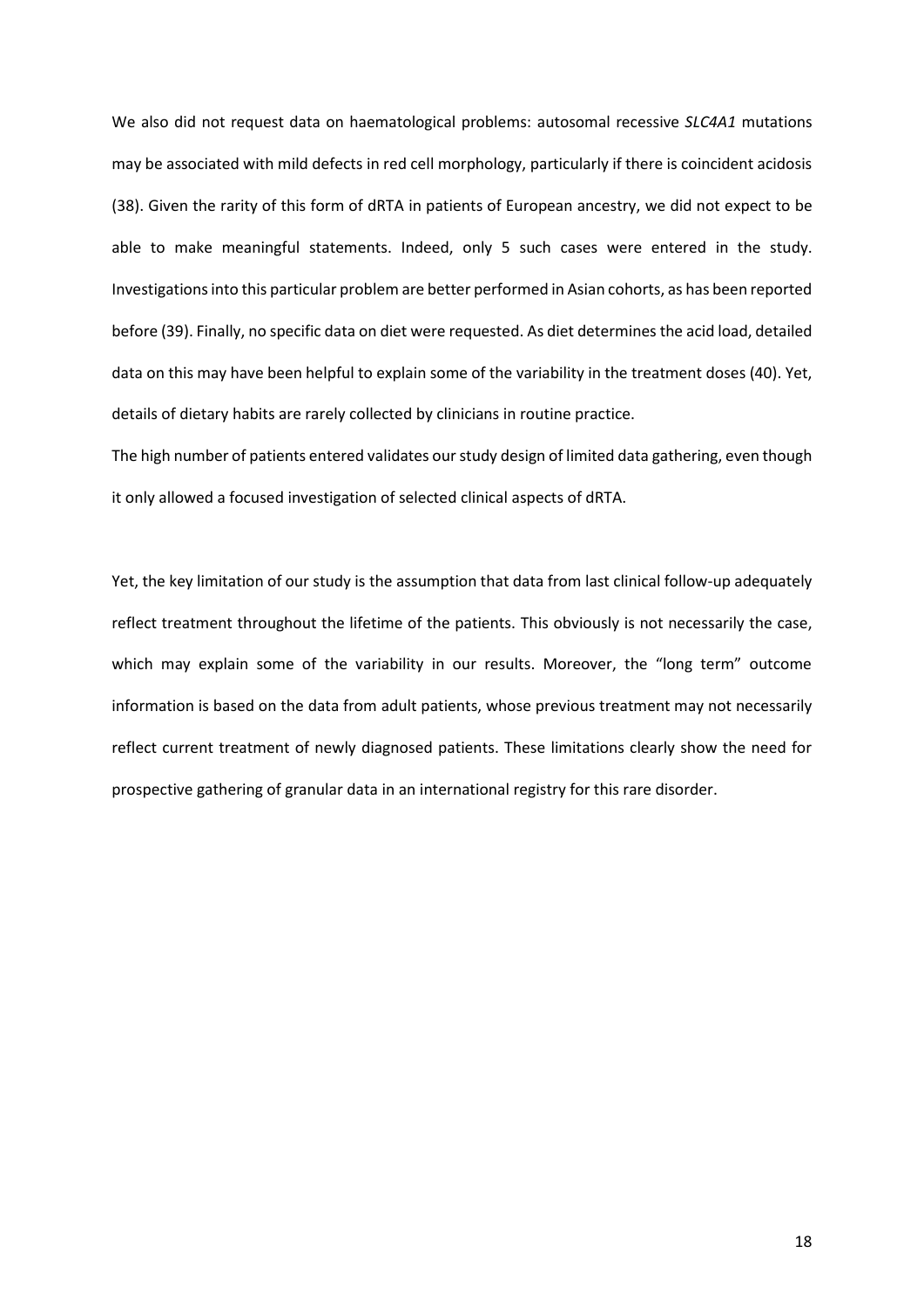We also did not request data on haematological problems: autosomal recessive *SLC4A1* mutations may be associated with mild defects in red cell morphology, particularly if there is coincident acidosis (38). Given the rarity of this form of dRTA in patients of European ancestry, we did not expect to be able to make meaningful statements. Indeed, only 5 such cases were entered in the study. Investigations into this particular problem are better performed in Asian cohorts, as has been reported before (39). Finally, no specific data on diet were requested. As diet determines the acid load, detailed data on this may have been helpful to explain some of the variability in the treatment doses (40). Yet, details of dietary habits are rarely collected by clinicians in routine practice.

The high number of patients entered validates our study design of limited data gathering, even though it only allowed a focused investigation of selected clinical aspects of dRTA.

Yet, the key limitation of our study is the assumption that data from last clinical follow-up adequately reflect treatment throughout the lifetime of the patients. This obviously is not necessarily the case, which may explain some of the variability in our results. Moreover, the "long term" outcome information is based on the data from adult patients, whose previous treatment may not necessarily reflect current treatment of newly diagnosed patients. These limitations clearly show the need for prospective gathering of granular data in an international registry for this rare disorder.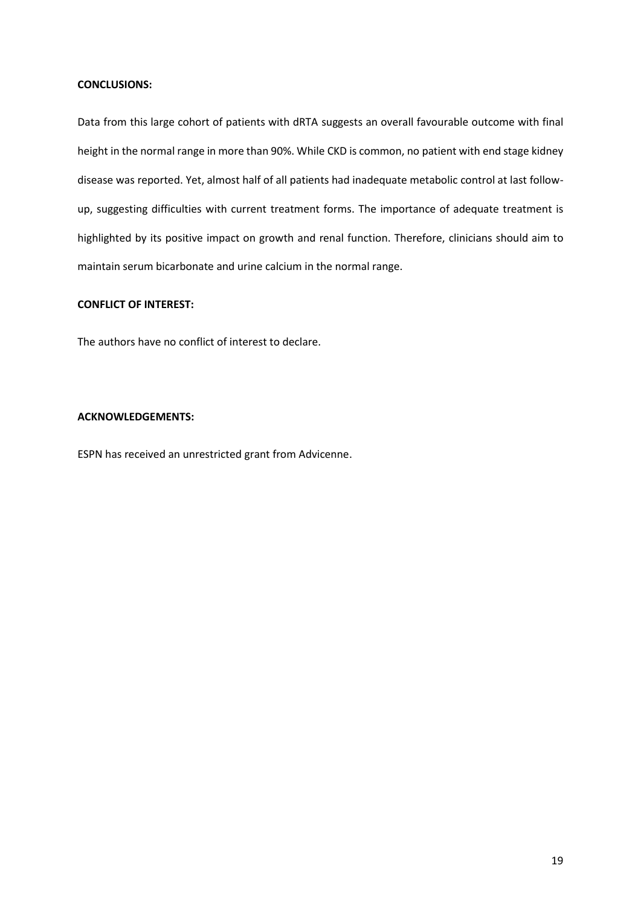**CONCLUSIONS:**

Data from this large cohort of patients with dRTA suggests an overall favourable outcome with final height in the normal range in more than 90%. While CKD is common, no patient with end stage kidney disease was reported. Yet, almost half of all patients had inadequate metabolic control at last follow-up, suggesting difficulties with current treatment forms. The importance of adequate treatment is highlighted by its positive impact on growth and renal function. Therefore, clinicians should aim to maintain serum bicarbonate and urine calcium in the normal range.

**CONFLICT OF INTEREST:**

The authors have no conflict of interest to declare.

**ACKNOWLEDGEMENTS:**

ESPN has received an unrestricted grant from Advicenne.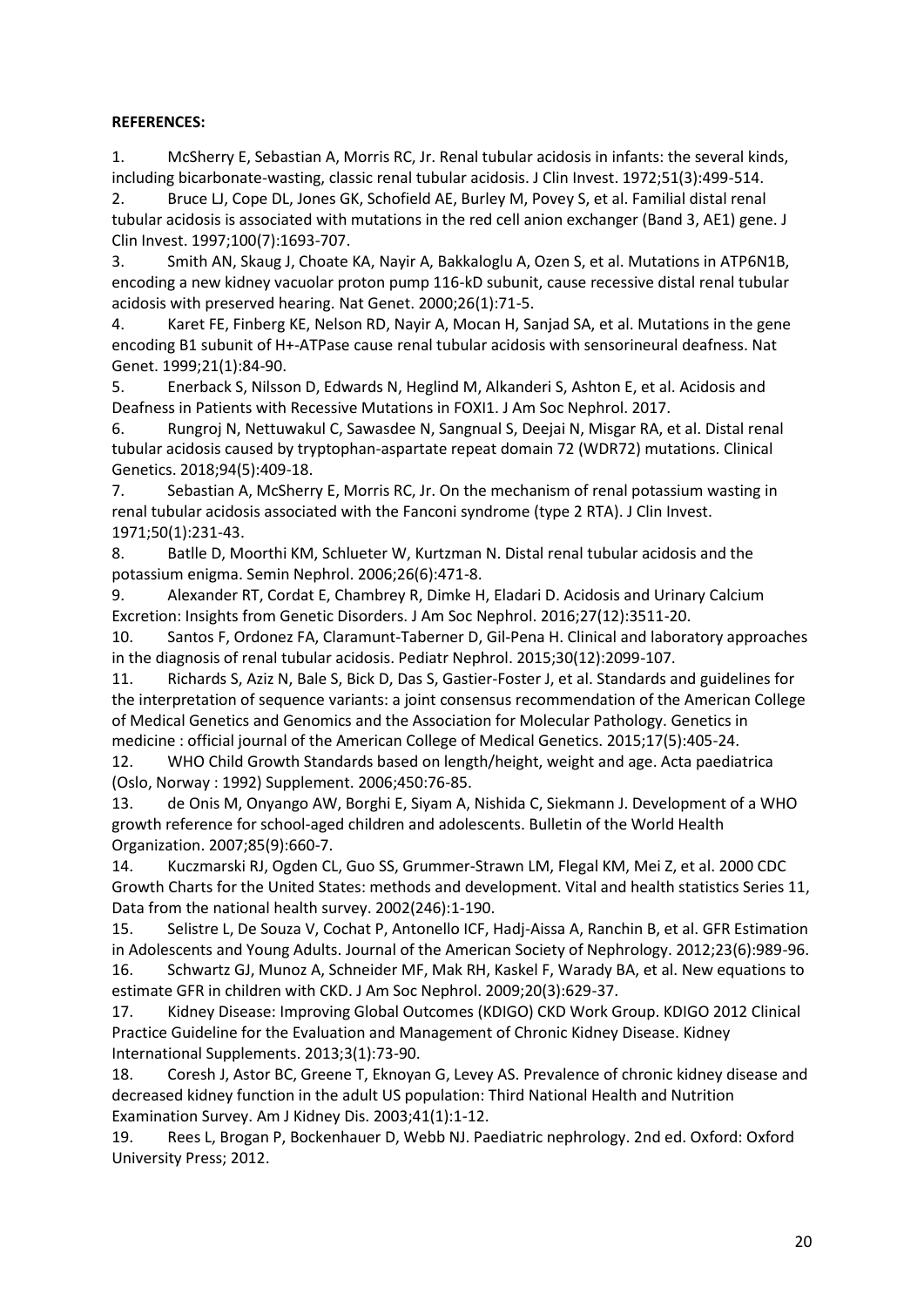**REFERENCES:**

1. McSherry E, Sebastian A, Morris RC, Jr. Renal tubular acidosis in infants: the several kinds, including bicarbonate-wasting, classic renal tubular acidosis. J Clin Invest. 1972;51(3):499-514.
2. Bruce LJ, Cope DL, Jones GK, Schofield AE, Burley M, Povey S, et al. Familial distal renal tubular acidosis is associated with mutations in the red cell anion exchanger (Band 3, AE1) gene. J Clin Invest. 1997;100(7):1693-707.
3. Smith AN, Skaug J, Choate KA, Nayir A, Bakkaloglu A, Ozen S, et al. Mutations in ATP6N1B, encoding a new kidney vacuolar proton pump 116-kD subunit, cause recessive distal renal tubular acidosis with preserved hearing. Nat Genet. 2000;26(1):71-5.
4. Karet FE, Finberg KE, Nelson RD, Nayir A, Mocan H, Sanjad SA, et al. Mutations in the gene encoding B1 subunit of H+-ATPase cause renal tubular acidosis with sensorineural deafness. Nat Genet. 1999;21(1):84-90.
5. Enerback S, Nilsson D, Edwards N, Heglind M, Alkanderi S, Ashton E, et al. Acidosis and Deafness in Patients with Recessive Mutations in FOXI1. J Am Soc Nephrol. 2017.
6. Rungroj N, Nettuwakul C, Sawasdee N, Sangnual S, Deejai N, Misgar RA, et al. Distal renal tubular acidosis caused by tryptophan-aspartate repeat domain 72 (WDR72) mutations. Clinical Genetics. 2018;94(5):409-18.
7. Sebastian A, McSherry E, Morris RC, Jr. On the mechanism of renal potassium wasting in renal tubular acidosis associated with the Fanconi syndrome (type 2 RTA). J Clin Invest. 1971;50(1):231-43.
8. Batlle D, Moorthi KM, Schlueter W, Kurtzman N. Distal renal tubular acidosis and the potassium enigma. Semin Nephrol. 2006;26(6):471-8.
9. Alexander RT, Cordat E, Chambrey R, Dimke H, Eladari D. Acidosis and Urinary Calcium Excretion: Insights from Genetic Disorders. J Am Soc Nephrol. 2016;27(12):3511-20.
10. Santos F, Ordonez FA, Claramunt-Taberner D, Gil-Pena H. Clinical and laboratory approaches in the diagnosis of renal tubular acidosis. Pediatr Nephrol. 2015;30(12):2099-107.
11. Richards S, Aziz N, Bale S, Bick D, Das S, Gastier-Foster J, et al. Standards and guidelines for the interpretation of sequence variants: a joint consensus recommendation of the American College of Medical Genetics and Genomics and the Association for Molecular Pathology. Genetics in medicine : official journal of the American College of Medical Genetics. 2015;17(5):405-24.
12. WHO Child Growth Standards based on length/height, weight and age. Acta paediatrica (Oslo, Norway : 1992) Supplement. 2006;450:76-85.
13. de Onis M, Onyango AW, Borghi E, Siyam A, Nishida C, Siekmann J. Development of a WHO growth reference for school-aged children and adolescents. Bulletin of the World Health Organization. 2007;85(9):660-7.
14. Kuczmarski RJ, Ogden CL, Guo SS, Grummer-Strawn LM, Flegal KM, Mei Z, et al. 2000 CDC Growth Charts for the United States: methods and development. Vital and health statistics Series 11, Data from the national health survey. 2002(246):1-190.
15. Selistre L, De Souza V, Cochat P, Antonello ICF, Hadj-Aissa A, Ranchin B, et al. GFR Estimation in Adolescents and Young Adults. Journal of the American Society of Nephrology. 2012;23(6):989-96.
16. Schwartz GJ, Munoz A, Schneider MF, Mak RH, Kaskel F, Warady BA, et al. New equations to estimate GFR in children with CKD. J Am Soc Nephrol. 2009;20(3):629-37.
17. Kidney Disease: Improving Global Outcomes (KDIGO) CKD Work Group. KDIGO 2012 Clinical Practice Guideline for the Evaluation and Management of Chronic Kidney Disease. Kidney International Supplements. 2013;3(1):73-90.
18. Coresh J, Astor BC, Greene T, Eknoyan G, Levey AS. Prevalence of chronic kidney disease and decreased kidney function in the adult US population: Third National Health and Nutrition Examination Survey. Am J Kidney Dis. 2003;41(1):1-12.
19. Rees L, Brogan P, Bockenhauer D, Webb NJ. Paediatric nephrology. 2nd ed. Oxford: Oxford University Press; 2012.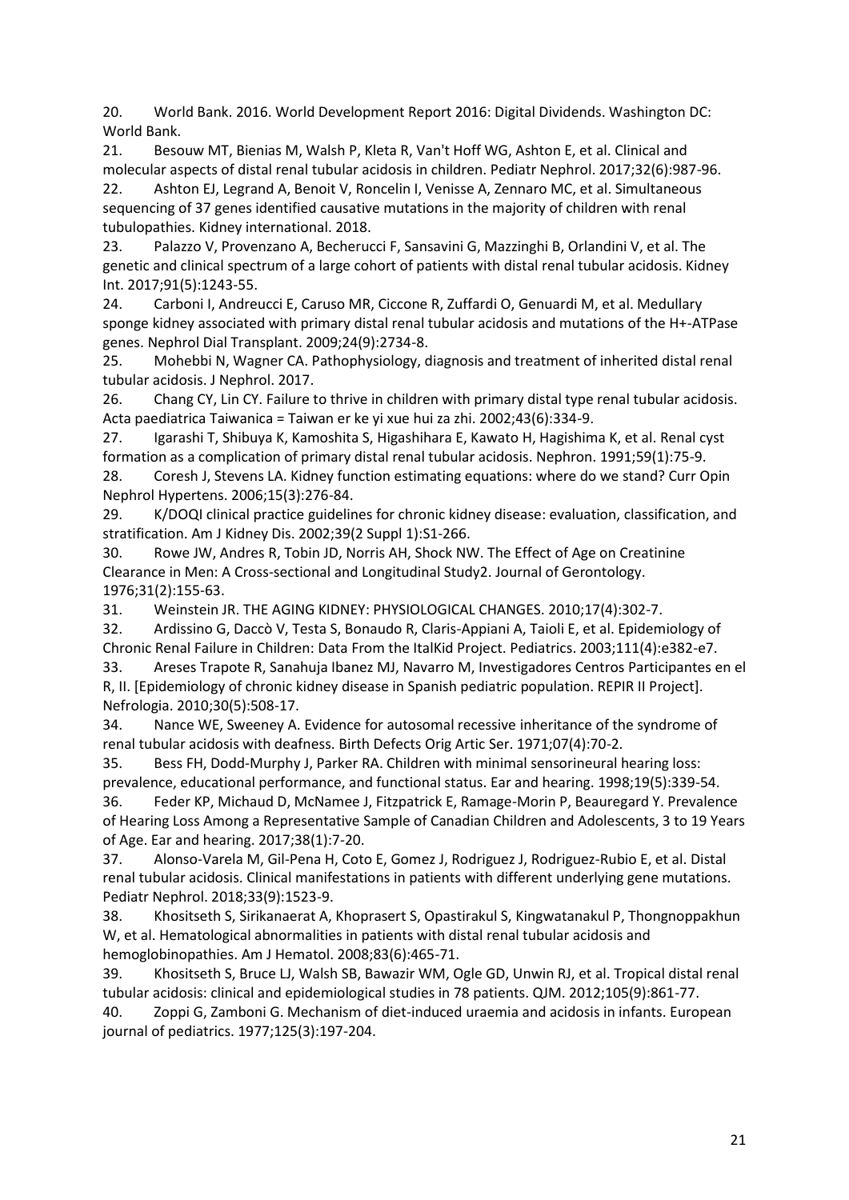20. World Bank. 2016. World Development Report 2016: Digital Dividends. Washington DC: World Bank.

21. Besouw MT, Bienias M, Walsh P, Kleta R, Van't Hoff WG, Ashton E, et al. Clinical and molecular aspects of distal renal tubular acidosis in children. Pediatr Nephrol. 2017;32(6):987-96.

22. Ashton EJ, Legrand A, Benoit V, Roncelin I, Venisse A, Zennaro MC, et al. Simultaneous sequencing of 37 genes identified causative mutations in the majority of children with renal tubulopathies. Kidney international. 2018.

23. Palazzo V, Provenzano A, Becherucci F, Sansavini G, Mazzinghi B, Orlandini V, et al. The genetic and clinical spectrum of a large cohort of patients with distal renal tubular acidosis. Kidney Int. 2017;91(5):1243-55.

24. Carboni I, Andreucci E, Caruso MR, Ciccone R, Zuffardi O, Genuardi M, et al. Medullary sponge kidney associated with primary distal renal tubular acidosis and mutations of the H+-ATPase genes. Nephrol Dial Transplant. 2009;24(9):2734-8.

25. Mohebbi N, Wagner CA. Pathophysiology, diagnosis and treatment of inherited distal renal tubular acidosis. J Nephrol. 2017.

26. Chang CY, Lin CY. Failure to thrive in children with primary distal type renal tubular acidosis. Acta paediatrica Taiwanica = Taiwan er ke yi xue hui za zhi. 2002;43(6):334-9.

27. Igarashi T, Shibuya K, Kamoshita S, Higashihara E, Kawato H, Hagishima K, et al. Renal cyst formation as a complication of primary distal renal tubular acidosis. Nephron. 1991;59(1):75-9.

28. Coresh J, Stevens LA. Kidney function estimating equations: where do we stand? Curr Opin Nephrol Hypertens. 2006;15(3):276-84.

29. K/DOQI clinical practice guidelines for chronic kidney disease: evaluation, classification, and stratification. Am J Kidney Dis. 2002;39(2 Suppl 1):S1-266.

30. Rowe JW, Andres R, Tobin JD, Norris AH, Shock NW. The Effect of Age on Creatinine Clearance in Men: A Cross-sectional and Longitudinal Study2. Journal of Gerontology. 1976;31(2):155-63.

31. Weinstein JR. THE AGING KIDNEY: PHYSIOLOGICAL CHANGES. 2010;17(4):302-7.

32. Ardissino G, Daccò V, Testa S, Bonaudo R, Claris-Appiani A, Taioli E, et al. Epidemiology of Chronic Renal Failure in Children: Data From the ItalKid Project. Pediatrics. 2003;111(4):e382-e7.

33. Areses Trapote R, Sanahuja Ibanez MJ, Navarro M, Investigadores Centros Participantes en el R, II. [Epidemiology of chronic kidney disease in Spanish pediatric population. REPIR II Project]. Nefrologia. 2010;30(5):508-17.

34. Nance WE, Sweeney A. Evidence for autosomal recessive inheritance of the syndrome of renal tubular acidosis with deafness. Birth Defects Orig Artic Ser. 1971;07(4):70-2.

35. Bess FH, Dodd-Murphy J, Parker RA. Children with minimal sensorineural hearing loss: prevalence, educational performance, and functional status. Ear and hearing. 1998;19(5):339-54.

36. Feder KP, Michaud D, McNamee J, Fitzpatrick E, Ramage-Morin P, Beauregard Y. Prevalence of Hearing Loss Among a Representative Sample of Canadian Children and Adolescents, 3 to 19 Years of Age. Ear and hearing. 2017;38(1):7-20.

37. Alonso-Varela M, Gil-Pena H, Coto E, Gomez J, Rodriguez J, Rodriguez-Rubio E, et al. Distal renal tubular acidosis. Clinical manifestations in patients with different underlying gene mutations. Pediatr Nephrol. 2018;33(9):1523-9.

38. Khositseth S, Sirikanaerat A, Khoprasert S, Opastirakul S, Kingwatanakul P, Thongnoppakhun W, et al. Hematological abnormalities in patients with distal renal tubular acidosis and hemoglobinopathies. Am J Hematol. 2008;83(6):465-71.

39. Khositseth S, Bruce LJ, Walsh SB, Bawazir WM, Ogle GD, Unwin RJ, et al. Tropical distal renal tubular acidosis: clinical and epidemiological studies in 78 patients. QJM. 2012;105(9):861-77.

40. Zoppi G, Zamboni G. Mechanism of diet-induced uraemia and acidosis in infants. European journal of pediatrics. 1977;125(3):197-204.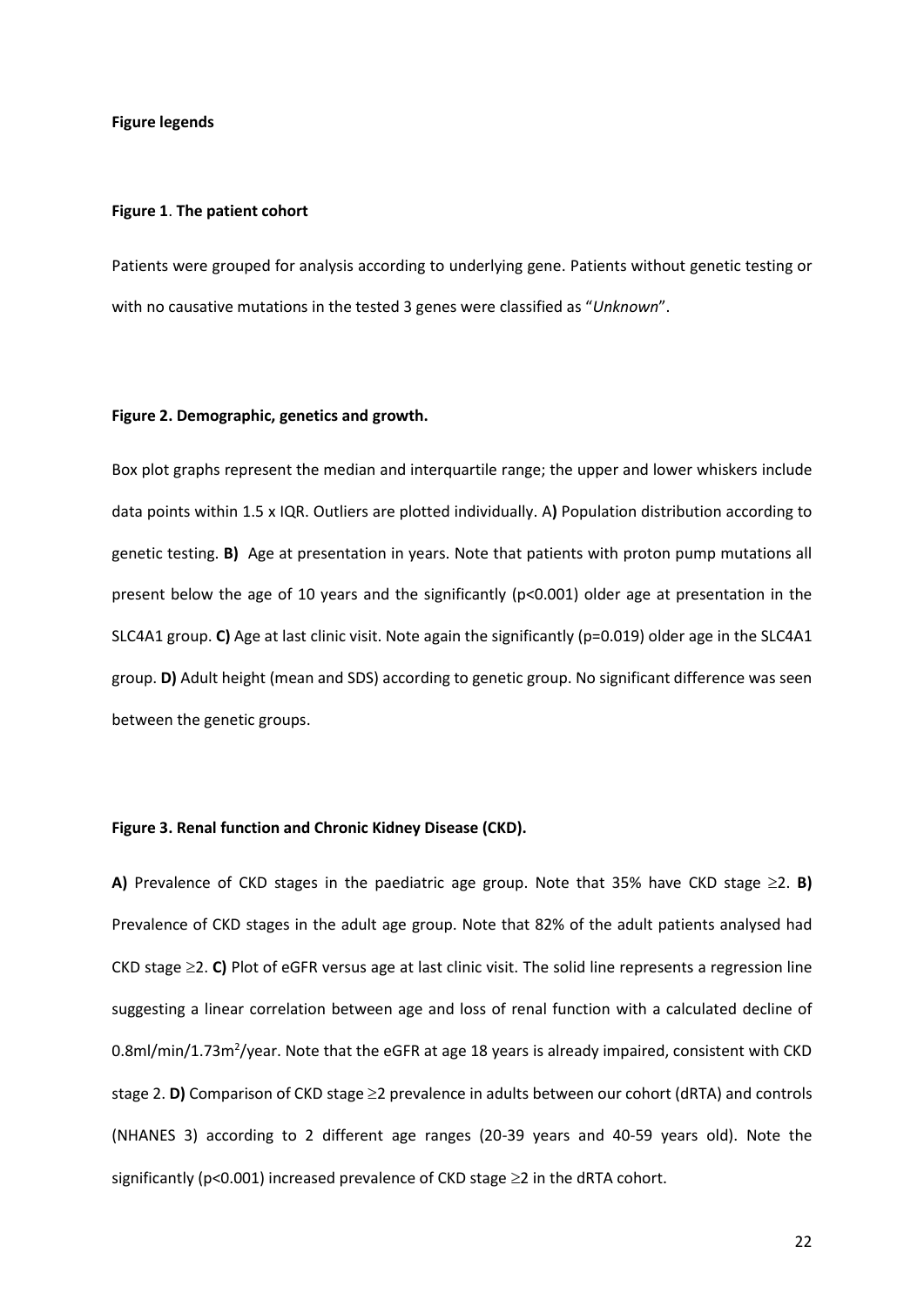**Figure legends**

**Figure 1**. **The patient cohort**

Patients were grouped for analysis according to underlying gene. Patients without genetic testing or with no causative mutations in the tested 3 genes were classified as "*Unknown*".

**Figure 2. Demographic, genetics and growth.**

Box plot graphs represent the median and interquartile range; the upper and lower whiskers include data points within 1.5 x IQR. Outliers are plotted individually. A**)** Population distribution according to genetic testing. **B)** Age at presentation in years. Note that patients with proton pump mutations all present below the age of 10 years and the significantly ($p<0.001$) older age at presentation in the SLC4A1 group. **C)** Age at last clinic visit. Note again the significantly ($p=0.019$) older age in the SLC4A1 group. **D)** Adult height (mean and SDS) according to genetic group. No significant difference was seen between the genetic groups.

**Figure 3. Renal function and Chronic Kidney Disease (CKD).**

**A)** Prevalence of CKD stages in the paediatric age group. Note that 35% have CKD stage $\geq 2$. **B)** Prevalence of CKD stages in the adult age group. Note that 82% of the adult patients analysed had CKD stage $\geq 2$. **C)** Plot of eGFR versus age at last clinic visit. The solid line represents a regression line suggesting a linear correlation between age and loss of renal function with a calculated decline of 0.8ml/min/1.73m$^2$/year. Note that the eGFR at age 18 years is already impaired, consistent with CKD stage 2. **D)** Comparison of CKD stage $\geq 2$ prevalence in adults between our cohort (dRTA) and controls (NHANES 3) according to 2 different age ranges (20-39 years and 40-59 years old). Note the significantly ($p<0.001$) increased prevalence of CKD stage $\geq 2$ in the dRTA cohort.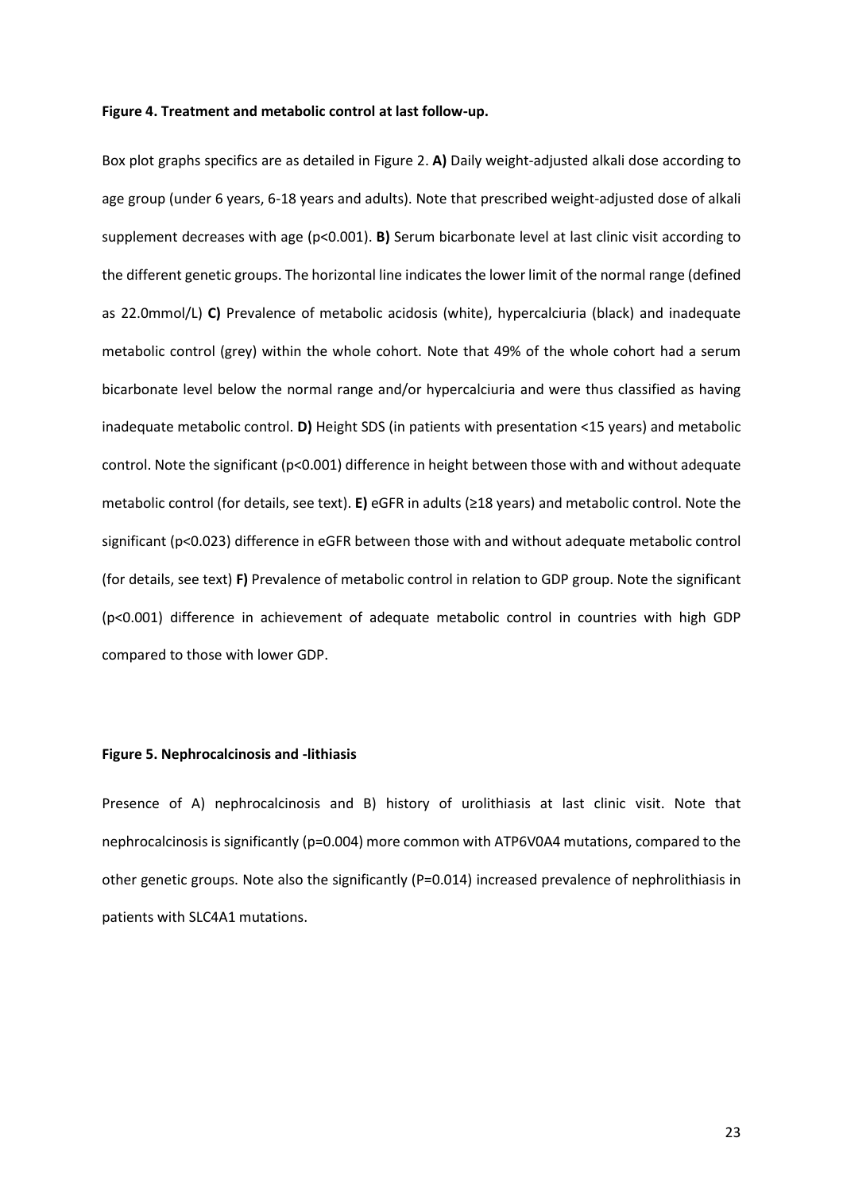**Figure 4. Treatment and metabolic control at last follow-up.**

Box plot graphs specifics are as detailed in Figure 2. **A)** Daily weight-adjusted alkali dose according to age group (under 6 years, 6-18 years and adults). Note that prescribed weight-adjusted dose of alkali supplement decreases with age ($p<0.001$). **B)** Serum bicarbonate level at last clinic visit according to the different genetic groups. The horizontal line indicates the lower limit of the normal range (defined as 22.0mmol/L) **C)** Prevalence of metabolic acidosis (white), hypercalciuria (black) and inadequate metabolic control (grey) within the whole cohort. Note that 49% of the whole cohort had a serum bicarbonate level below the normal range and/or hypercalciuria and were thus classified as having inadequate metabolic control. **D)** Height SDS (in patients with presentation <15 years) and metabolic control. Note the significant ($p<0.001$) difference in height between those with and without adequate metabolic control (for details, see text). **E)** eGFR in adults (≥18 years) and metabolic control. Note the significant ($p<0.023$) difference in eGFR between those with and without adequate metabolic control (for details, see text) **F)** Prevalence of metabolic control in relation to GDP group. Note the significant ($p<0.001$) difference in achievement of adequate metabolic control in countries with high GDP compared to those with lower GDP.

**Figure 5. Nephrocalcinosis and -lithiasis**

Presence of A) nephrocalcinosis and B) history of urolithiasis at last clinic visit. Note that nephrocalcinosis is significantly ($p=0.004$) more common with ATP6V0A4 mutations, compared to the other genetic groups. Note also the significantly ($P=0.014$) increased prevalence of nephrolithiasis in patients with SLC4A1 mutations.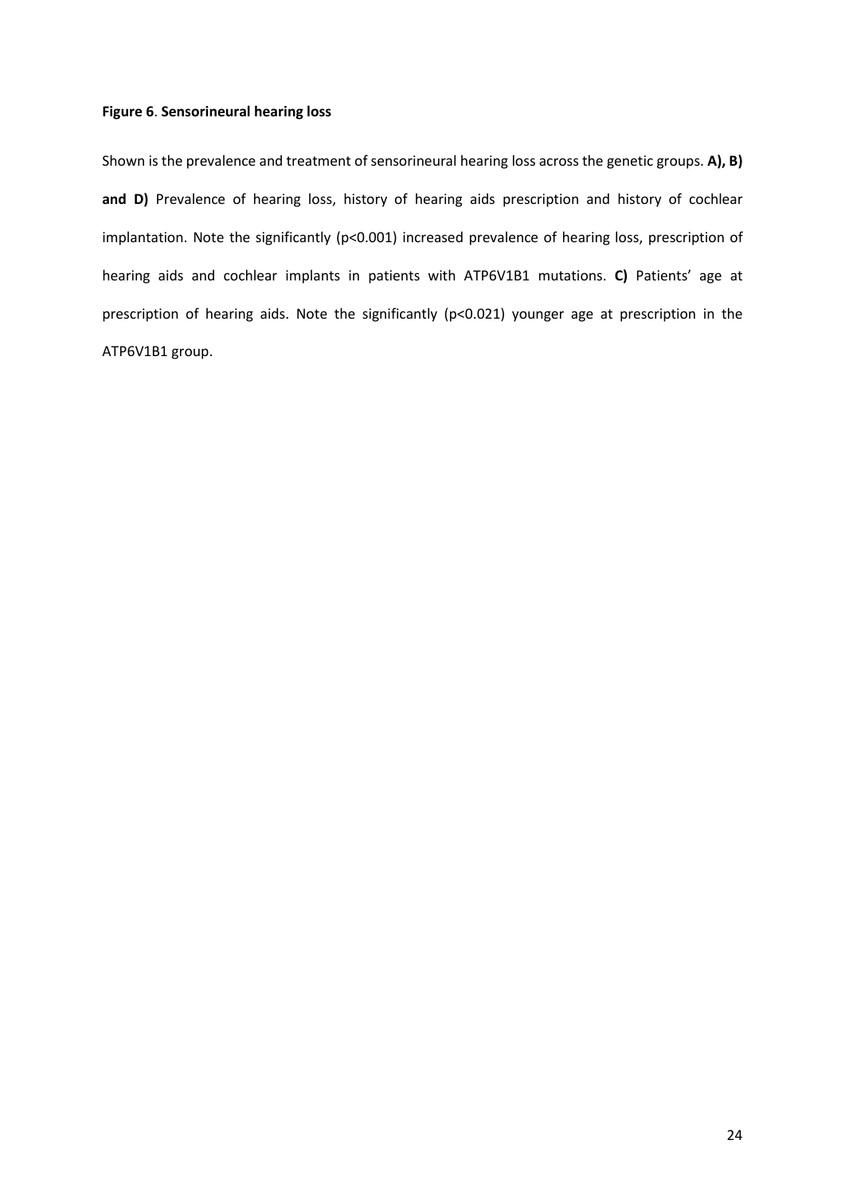**Figure 6**. **Sensorineural hearing loss**

Shown is the prevalence and treatment of sensorineural hearing loss across the genetic groups. **A), B) and D)** Prevalence of hearing loss, history of hearing aids prescription and history of cochlear implantation. Note the significantly ($p<0.001$) increased prevalence of hearing loss, prescription of hearing aids and cochlear implants in patients with ATP6V1B1 mutations. **C)** Patients' age at prescription of hearing aids. Note the significantly ($p<0.021$) younger age at prescription in the ATP6V1B1 group.